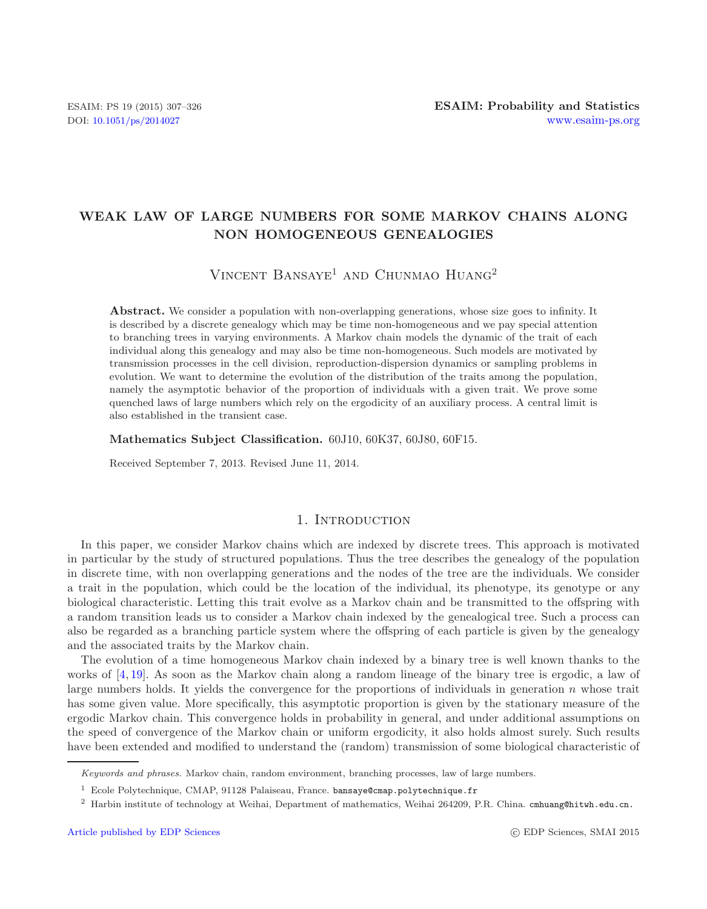# WEAK LAW OF LARGE NUMBERS FOR SOME MARKOV CHAINS ALONG NON HOMOGENEOUS GENEALOGIES

Vincent Bansaye[1] and Chunmao Huang[2]

**Abstract.** We consider a population with non-overlapping generations, whose size goes to infinity. It is described by a discrete genealogy which may be time non-homogeneous and we pay special attention to branching trees in varying environments. A Markov chain models the dynamic of the trait of each individual along this genealogy and may also be time non-homogeneous. Such models are motivated by transmission processes in the cell division, reproduction-dispersion dynamics or sampling problems in evolution. We want to determine the evolution of the distribution of the traits among the population, namely the asymptotic behavior of the proportion of individuals with a given trait. We prove some quenched laws of large numbers which rely on the ergodicity of an auxiliary process. A central limit is also established in the transient case.

**Mathematics Subject Classification.** 60J10, 60K37, 60J80, 60F15.

Received September 7, 2013. Revised June 11, 2014.

## 1. Introduction

In this paper, we consider Markov chains which are indexed by discrete trees. This approach is motivated in particular by the study of structured populations. Thus the tree describes the genealogy of the population in discrete time, with non overlapping generations and the nodes of the tree are the individuals. We consider a trait in the population, which could be the location of the individual, its phenotype, its genotype or any biological characteristic. Letting this trait evolve as a Markov chain and be transmitted to the offspring with a random transition leads us to consider a Markov chain indexed by the genealogical tree. Such a process can also be regarded as a branching particle system where the offspring of each particle is given by the genealogy and the associated traits by the Markov chain.

The evolution of a time homogeneous Markov chain indexed by a binary tree is well known thanks to the works of [4, 19]. As soon as the Markov chain along a random lineage of the binary tree is ergodic, a law of large numbers holds. It yields the convergence for the proportions of individuals in generation $n$ whose trait has some given value. More specifically, this asymptotic proportion is given by the stationary measure of the ergodic Markov chain. This convergence holds in probability in general, and under additional assumptions on the speed of convergence of the Markov chain or uniform ergodicity, it also holds almost surely. Such results have been extended and modified to understand the (random) transmission of some biological characteristic of

---

*Keywords and phrases.* Markov chain, random environment, branching processes, law of large numbers.

[1] Ecole Polytechnique, CMAP, 91128 Palaiseau, France. bansaye@cmap.polytechnique.fr

[2] Harbin institute of technology at Weihai, Department of mathematics, Weihai 264209, P.R. China. cmhuang@hitwh.edu.cn.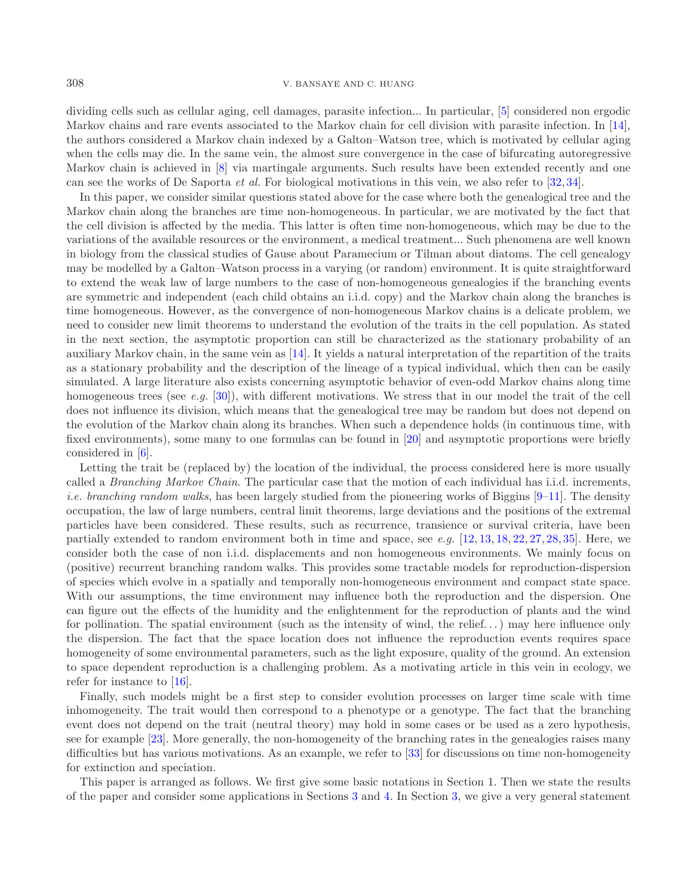dividing cells such as cellular aging, cell damages, parasite infection... In particular, [5] considered non ergodic Markov chains and rare events associated to the Markov chain for cell division with parasite infection. In [14], the authors considered a Markov chain indexed by a Galton–Watson tree, which is motivated by cellular aging when the cells may die. In the same vein, the almost sure convergence in the case of bifurcating autoregressive Markov chain is achieved in [8] via martingale arguments. Such results have been extended recently and one can see the works of De Saporta *et al.* For biological motivations in this vein, we also refer to [32, 34].

In this paper, we consider similar questions stated above for the case where both the genealogical tree and the Markov chain along the branches are time non-homogeneous. In particular, we are motivated by the fact that the cell division is affected by the media. This latter is often time non-homogeneous, which may be due to the variations of the available resources or the environment, a medical treatment... Such phenomena are well known in biology from the classical studies of Gause about Paramecium or Tilman about diatoms. The cell genealogy may be modelled by a Galton–Watson process in a varying (or random) environment. It is quite straightforward to extend the weak law of large numbers to the case of non-homogeneous genealogies if the branching events are symmetric and independent (each child obtains an i.i.d. copy) and the Markov chain along the branches is time homogeneous. However, as the convergence of non-homogeneous Markov chains is a delicate problem, we need to consider new limit theorems to understand the evolution of the traits in the cell population. As stated in the next section, the asymptotic proportion can still be characterized as the stationary probability of an auxiliary Markov chain, in the same vein as [14]. It yields a natural interpretation of the repartition of the traits as a stationary probability and the description of the lineage of a typical individual, which then can be easily simulated. A large literature also exists concerning asymptotic behavior of even-odd Markov chains along time homogeneous trees (see *e.g.* [30]), with different motivations. We stress that in our model the trait of the cell does not influence its division, which means that the genealogical tree may be random but does not depend on the evolution of the Markov chain along its branches. When such a dependence holds (in continuous time, with fixed environments), some many to one formulas can be found in [20] and asymptotic proportions were briefly considered in [6].

Letting the trait be (replaced by) the location of the individual, the process considered here is more usually called a *Branching Markov Chain*. The particular case that the motion of each individual has i.i.d. increments, *i.e. branching random walks*, has been largely studied from the pioneering works of Biggins [9–11]. The density occupation, the law of large numbers, central limit theorems, large deviations and the positions of the extremal particles have been considered. These results, such as recurrence, transience or survival criteria, have been partially extended to random environment both in time and space, see *e.g.* [12, 13, 18, 22, 27, 28, 35]. Here, we consider both the case of non i.i.d. displacements and non homogeneous environments. We mainly focus on (positive) recurrent branching random walks. This provides some tractable models for reproduction-dispersion of species which evolve in a spatially and temporally non-homogeneous environment and compact state space. With our assumptions, the time environment may influence both the reproduction and the dispersion. One can figure out the effects of the humidity and the enlightenment for the reproduction of plants and the wind for pollination. The spatial environment (such as the intensity of wind, the relief...) may here influence only the dispersion. The fact that the space location does not influence the reproduction events requires space homogeneity of some environmental parameters, such as the light exposure, quality of the ground. An extension to space dependent reproduction is a challenging problem. As a motivating article in this vein in ecology, we refer for instance to [16].

Finally, such models might be a first step to consider evolution processes on larger time scale with time inhomogeneity. The trait would then correspond to a phenotype or a genotype. The fact that the branching event does not depend on the trait (neutral theory) may hold in some cases or be used as a zero hypothesis, see for example [23]. More generally, the non-homogeneity of the branching rates in the genealogies raises many difficulties but has various motivations. As an example, we refer to [33] for discussions on time non-homogeneity for extinction and speciation.

This paper is arranged as follows. We first give some basic notations in Section 1. Then we state the results of the paper and consider some applications in Sections 3 and 4. In Section 3, we give a very general statement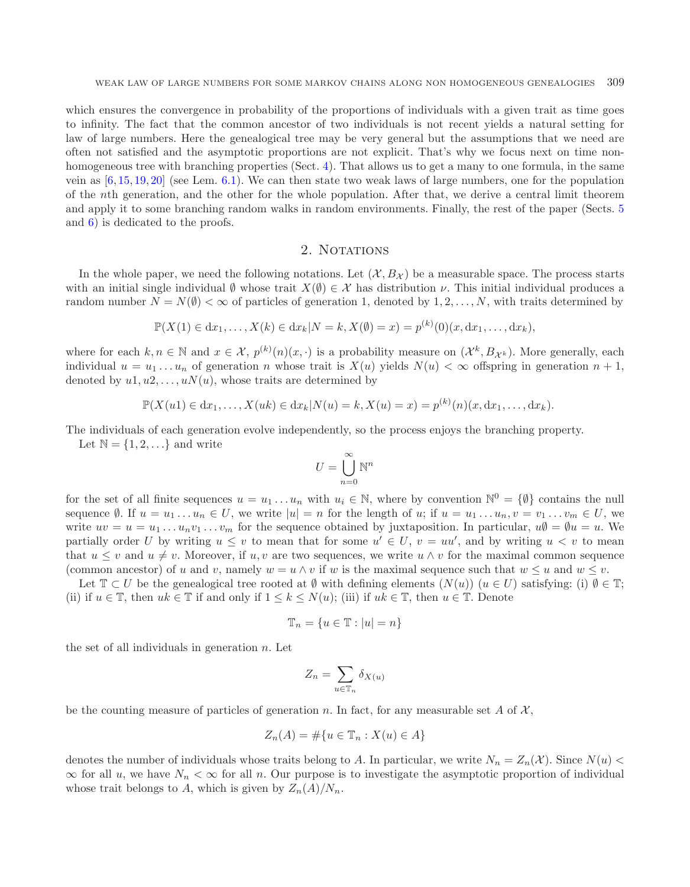which ensures the convergence in probability of the proportions of individuals with a given trait as time goes to infinity. The fact that the common ancestor of two individuals is not recent yields a natural setting for law of large numbers. Here the genealogical tree may be very general but the assumptions that we need are often not satisfied and the asymptotic proportions are not explicit. That's why we focus next on time non-homogeneous tree with branching properties (Sect. 4). That allows us to get a many to one formula, in the same vein as [6, 15, 19, 20] (see Lem. 6.1). We can then state two weak laws of large numbers, one for the population of the $n$th generation, and the other for the whole population. After that, we derive a central limit theorem and apply it to some branching random walks in random environments. Finally, the rest of the paper (Sects. 5 and 6) is dedicated to the proofs.

## 2. Notations

In the whole paper, we need the following notations. Let $(\mathcal{X}, B_{\mathcal{X}})$ be a measurable space. The process starts with an initial single individual $\emptyset$ whose trait $X(\emptyset) \in \mathcal{X}$ has distribution $\nu$. This initial individual produces a random number $N = N(\emptyset) < \infty$ of particles of generation 1, denoted by $1, 2, \ldots, N$, with traits determined by

$$\mathbb{P}(X(1) \in \mathrm{d}x_1, \ldots, X(k) \in \mathrm{d}x_k | N = k, X(\emptyset) = x) = p^{(k)}(0)(x, \mathrm{d}x_1, \ldots, \mathrm{d}x_k),$$

where for each $k, n \in \mathbb{N}$ and $x \in \mathcal{X}$, $p^{(k)}(n)(x, \cdot)$ is a probability measure on $(\mathcal{X}^k, B_{\mathcal{X}^k})$. More generally, each individual $u = u_1 \ldots u_n$ of generation $n$ whose trait is $X(u)$ yields $N(u) < \infty$ offspring in generation $n+1$, denoted by $u1, u2, \ldots, uN(u)$, whose traits are determined by

$$\mathbb{P}(X(u1) \in \mathrm{d}x_1, \ldots, X(uk) \in \mathrm{d}x_k | N(u) = k, X(u) = x) = p^{(k)}(n)(x, \mathrm{d}x_1, \ldots, \mathrm{d}x_k).$$

The individuals of each generation evolve independently, so the process enjoys the branching property.

Let $\mathbb{N} = \{1, 2, \ldots\}$ and write

$$U = \bigcup_{n=0}^{\infty} \mathbb{N}^n$$

for the set of all finite sequences $u = u_1 \ldots u_n$ with $u_i \in \mathbb{N}$, where by convention $\mathbb{N}^0 = \{\emptyset\}$ contains the null sequence $\emptyset$. If $u = u_1 \ldots u_n \in U$, we write $|u| = n$ for the length of $u$; if $u = u_1 \ldots u_n, v = v_1 \ldots v_m \in U$, we write $uv = u = u_1 \ldots u_n v_1 \ldots v_m$ for the sequence obtained by juxtaposition. In particular, $u\emptyset = \emptyset u = u$. We partially order $U$ by writing $u \leq v$ to mean that for some $u' \in U$, $v = uu'$, and by writing $u < v$ to mean that $u \leq v$ and $u \neq v$. Moreover, if $u, v$ are two sequences, we write $u \wedge v$ for the maximal common sequence (common ancestor) of $u$ and $v$, namely $w = u \wedge v$ if $w$ is the maximal sequence such that $w \leq u$ and $w \leq v$.

Let $\mathbb{T} \subset U$ be the genealogical tree rooted at $\emptyset$ with defining elements $(N(u))$ $(u \in U)$ satisfying: (i) $\emptyset \in \mathbb{T}$; (ii) if $u \in \mathbb{T}$, then $uk \in \mathbb{T}$ if and only if $1 \leq k \leq N(u)$; (iii) if $uk \in \mathbb{T}$, then $u \in \mathbb{T}$. Denote

$$\mathbb{T}_n = \{u \in \mathbb{T} : |u| = n\}$$

the set of all individuals in generation $n$. Let

$$Z_n = \sum_{u \in \mathbb{T}_n} \delta_{X(u)}$$

be the counting measure of particles of generation $n$. In fact, for any measurable set $A$ of $\mathcal{X}$,

$$Z_n(A) = \#\{u \in \mathbb{T}_n : X(u) \in A\}$$

denotes the number of individuals whose traits belong to $A$. In particular, we write $N_n = Z_n(\mathcal{X})$. Since $N(u) < \infty$ for all $u$, we have $N_n < \infty$ for all $n$. Our purpose is to investigate the asymptotic proportion of individual whose trait belongs to $A$, which is given by $Z_n(A)/N_n$.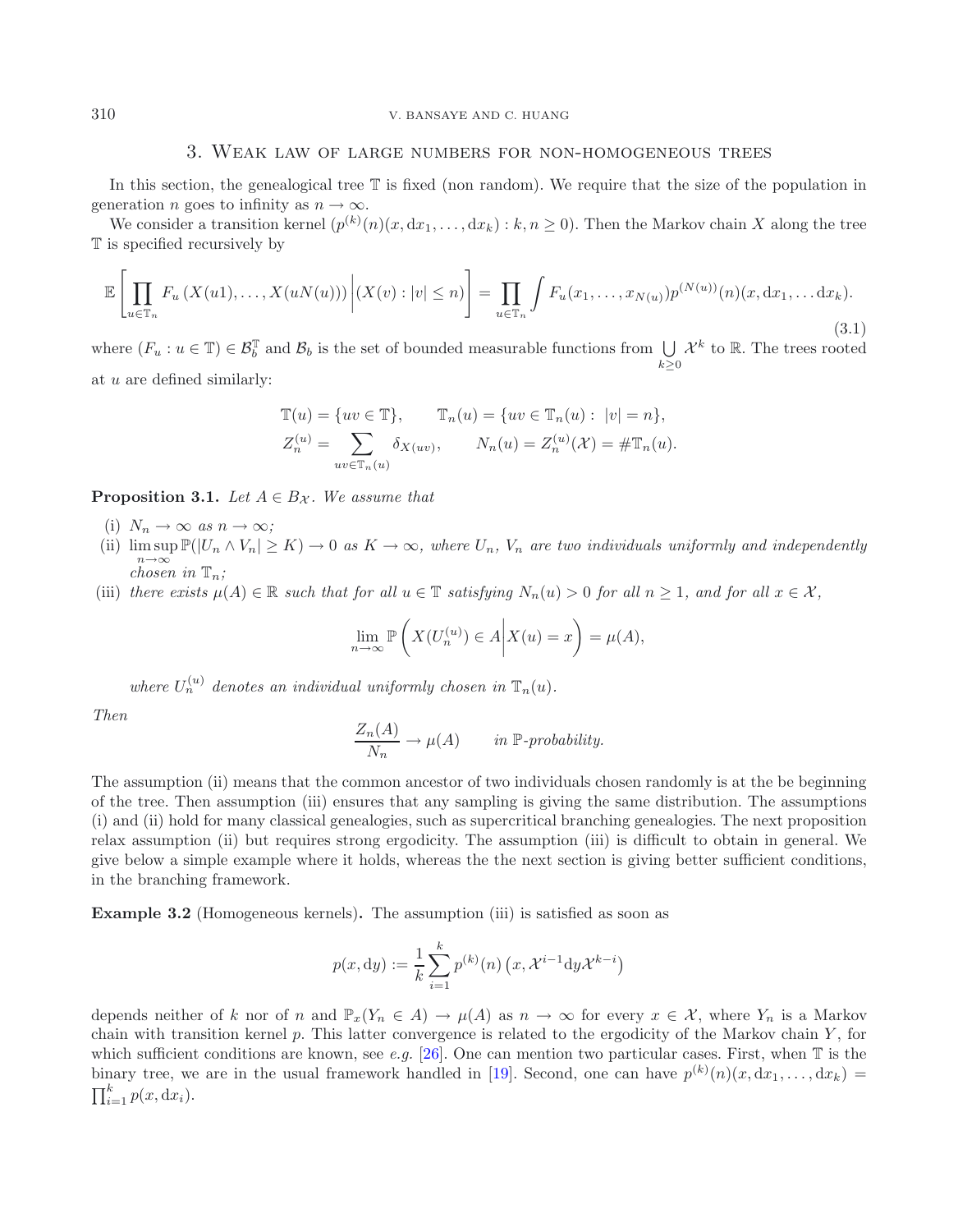## 3. Weak law of large numbers for non-homogeneous trees

In this section, the genealogical tree $\mathbb{T}$ is fixed (non random). We require that the size of the population in generation $n$ goes to infinity as $n \to \infty$.

We consider a transition kernel $(p^{(k)}(n)(x, \mathrm{d}x_1, \ldots, \mathrm{d}x_k) : k, n \geq 0)$. Then the Markov chain $X$ along the tree $\mathbb{T}$ is specified recursively by

$$\mathbb{E}\left[\prod_{u \in \mathbb{T}_n} F_u\left(X(u1), \ldots, X(uN(u))\right) \middle| (X(v) : |v| \leq n)\right] = \prod_{u \in \mathbb{T}_n} \int F_u(x_1, \ldots, x_{N(u)}) p^{(N(u))}(n)(x, \mathrm{d}x_1, \ldots \mathrm{d}x_k). \tag{3.1}$$

where $(F_u : u \in \mathbb{T}) \in \mathcal{B}_b^{\mathbb{T}}$ and $\mathcal{B}_b$ is the set of bounded measurable functions from $\bigcup_{k \geq 0} \mathcal{X}^k$ to $\mathbb{R}$. The trees rooted at $u$ are defined similarly:

$$\mathbb{T}(u) = \{uv \in \mathbb{T}\}, \qquad \mathbb{T}_n(u) = \{uv \in \mathbb{T}_n(u) : \ |v| = n\},$$
$$Z_n^{(u)} = \sum_{uv \in \mathbb{T}_n(u)} \delta_{X(uv)}, \qquad N_n(u) = Z_n^{(u)}(\mathcal{X}) = \#\mathbb{T}_n(u).$$

**Proposition 3.1.** *Let $A \in B_{\mathcal{X}}$. We assume that*

- (i) *$N_n \to \infty$ as $n \to \infty$;*
- (ii) *$\limsup_{n \to \infty} \mathbb{P}(|U_n \wedge V_n| \geq K) \to 0$ as $K \to \infty$, where $U_n$, $V_n$ are two individuals uniformly and independently chosen in $\mathbb{T}_n$;*
- (iii) *there exists $\mu(A) \in \mathbb{R}$ such that for all $u \in \mathbb{T}$ satisfying $N_n(u) > 0$ for all $n \geq 1$, and for all $x \in \mathcal{X}$,*

$$\lim_{n \to \infty} \mathbb{P}\left(X(U_n^{(u)}) \in A \middle| X(u) = x\right) = \mu(A),$$

*where $U_n^{(u)}$ denotes an individual uniformly chosen in $\mathbb{T}_n(u)$.*

*Then*

$$\frac{Z_n(A)}{N_n} \to \mu(A) \qquad \textit{in } \mathbb{P}\textit{-probability.}$$

The assumption (ii) means that the common ancestor of two individuals chosen randomly is at the be beginning of the tree. Then assumption (iii) ensures that any sampling is giving the same distribution. The assumptions (i) and (ii) hold for many classical genealogies, such as supercritical branching genealogies. The next proposition relax assumption (ii) but requires strong ergodicity. The assumption (iii) is difficult to obtain in general. We give below a simple example where it holds, whereas the the next section is giving better sufficient conditions, in the branching framework.

**Example 3.2** (Homogeneous kernels)**.** The assumption (iii) is satisfied as soon as

$$p(x, \mathrm{d}y) := \frac{1}{k} \sum_{i=1}^{k} p^{(k)}(n)\left(x, \mathcal{X}^{i-1} \mathrm{d}y \mathcal{X}^{k-i}\right)$$

depends neither of $k$ nor of $n$ and $\mathbb{P}_x(Y_n \in A) \to \mu(A)$ as $n \to \infty$ for every $x \in \mathcal{X}$, where $Y_n$ is a Markov chain with transition kernel $p$. This latter convergence is related to the ergodicity of the Markov chain $Y$, for which sufficient conditions are known, see *e.g.* [26]. One can mention two particular cases. First, when $\mathbb{T}$ is the binary tree, we are in the usual framework handled in [19]. Second, one can have $p^{(k)}(n)(x, \mathrm{d}x_1, \ldots, \mathrm{d}x_k) = \prod_{i=1}^{k} p(x, \mathrm{d}x_i)$.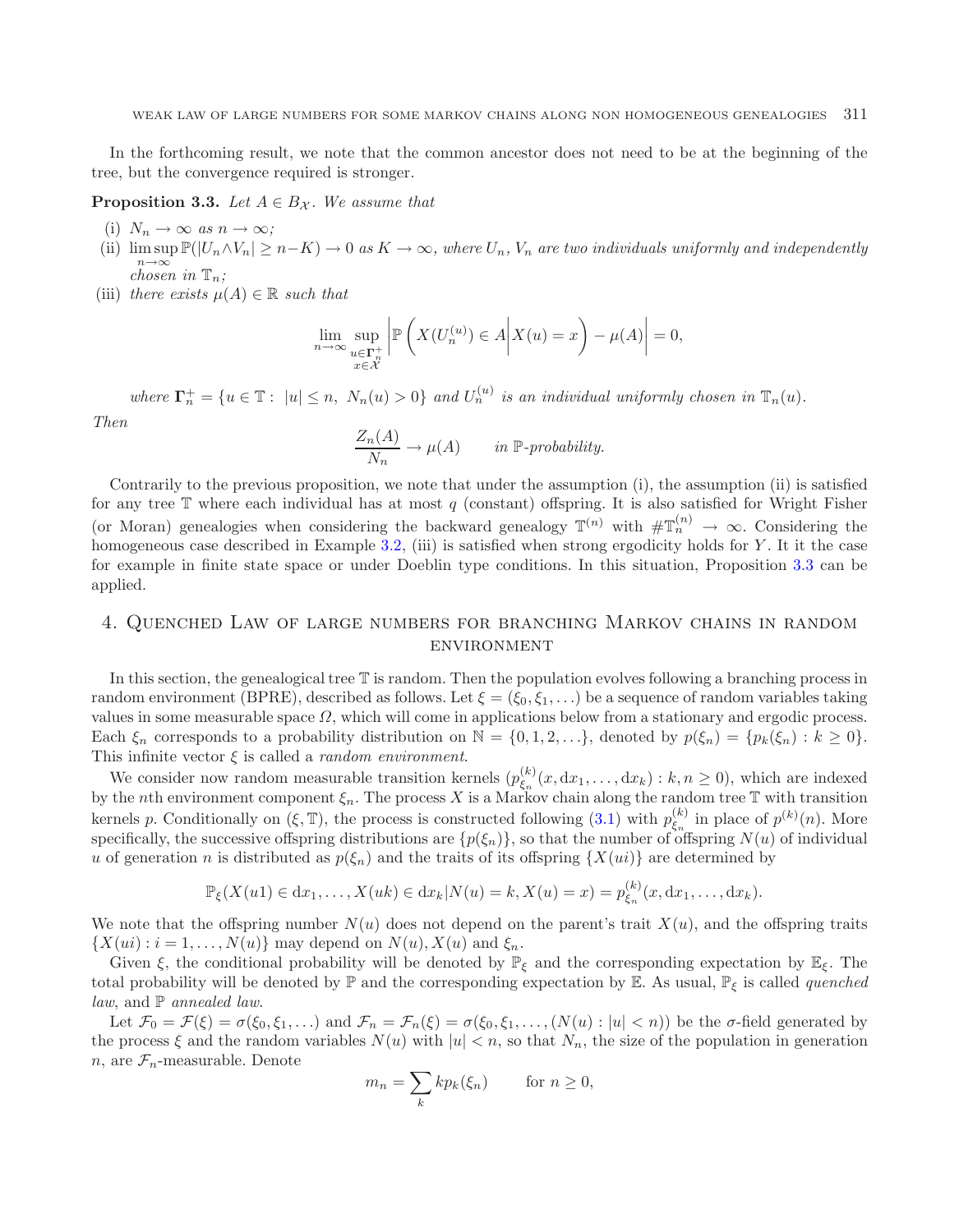In the forthcoming result, we note that the common ancestor does not need to be at the beginning of the tree, but the convergence required is stronger.

**Proposition 3.3.** *Let $A \in B_{\mathcal{X}}$. We assume that*

(i) $N_n \to \infty$ *as* $n \to \infty$*;*

(ii) $\limsup_{n\to\infty} \mathbb{P}(|U_n \wedge V_n| \geq n-K) \to 0$ *as* $K \to \infty$*, where* $U_n$*,* $V_n$ *are two individuals uniformly and independently chosen in* $\mathbb{T}_n$*;*

(iii) *there exists* $\mu(A) \in \mathbb{R}$ *such that*

$$\lim_{n\to\infty} \sup_{\substack{u\in\mathbf{\Gamma}_n^+\\ x\in\mathcal{X}}} \left| \mathbb{P}\left( X(U_n^{(u)}) \in A \middle| X(u) = x \right) - \mu(A) \right| = 0,$$

*where* $\mathbf{\Gamma}_n^+ = \{u \in \mathbb{T} : \ |u| \leq n, \ N_n(u) > 0\}$ *and* $U_n^{(u)}$ *is an individual uniformly chosen in* $\mathbb{T}_n(u)$*.*

*Then*

$$\frac{Z_n(A)}{N_n} \to \mu(A) \qquad \textit{in } \mathbb{P}\textit{-probability.}$$

Contrarily to the previous proposition, we note that under the assumption (i), the assumption (ii) is satisfied for any tree $\mathbb{T}$ where each individual has at most $q$ (constant) offspring. It is also satisfied for Wright Fisher (or Moran) genealogies when considering the backward genealogy $\mathbb{T}^{(n)}$ with $\#\mathbb{T}_n^{(n)} \to \infty$. Considering the homogeneous case described in Example 3.2, (iii) is satisfied when strong ergodicity holds for $Y$. It it the case for example in finite state space or under Doeblin type conditions. In this situation, Proposition 3.3 can be applied.

## 4. Quenched Law of large numbers for branching Markov chains in random environment

In this section, the genealogical tree $\mathbb{T}$ is random. Then the population evolves following a branching process in random environment (BPRE), described as follows. Let $\xi = (\xi_0, \xi_1, \ldots)$ be a sequence of random variables taking values in some measurable space $\Omega$, which will come in applications below from a stationary and ergodic process. Each $\xi_n$ corresponds to a probability distribution on $\mathbb{N} = \{0, 1, 2, \ldots\}$, denoted by $p(\xi_n) = \{p_k(\xi_n) : k \geq 0\}$. This infinite vector $\xi$ is called a *random environment*.

We consider now random measurable transition kernels $(p_{\xi_n}^{(k)}(x, \mathrm{d}x_1, \ldots, \mathrm{d}x_k) : k, n \geq 0)$, which are indexed by the $n$th environment component $\xi_n$. The process $X$ is a Markov chain along the random tree $\mathbb{T}$ with transition kernels $p$. Conditionally on $(\xi, \mathbb{T})$, the process is constructed following (3.1) with $p_{\xi_n}^{(k)}$ in place of $p^{(k)}(n)$. More specifically, the successive offspring distributions are $\{p(\xi_n)\}$, so that the number of offspring $N(u)$ of individual $u$ of generation $n$ is distributed as $p(\xi_n)$ and the traits of its offspring $\{X(ui)\}$ are determined by

$$\mathbb{P}_\xi(X(u1) \in \mathrm{d}x_1, \ldots, X(uk) \in \mathrm{d}x_k | N(u) = k, X(u) = x) = p_{\xi_n}^{(k)}(x, \mathrm{d}x_1, \ldots, \mathrm{d}x_k).$$

We note that the offspring number $N(u)$ does not depend on the parent's trait $X(u)$, and the offspring traits $\{X(ui) : i = 1, \ldots, N(u)\}$ may depend on $N(u), X(u)$ and $\xi_n$.

Given $\xi$, the conditional probability will be denoted by $\mathbb{P}_\xi$ and the corresponding expectation by $\mathbb{E}_\xi$. The total probability will be denoted by $\mathbb{P}$ and the corresponding expectation by $\mathbb{E}$. As usual, $\mathbb{P}_\xi$ is called *quenched law*, and $\mathbb{P}$ *annealed law*.

Let $\mathcal{F}_0 = \mathcal{F}(\xi) = \sigma(\xi_0, \xi_1, \ldots)$ and $\mathcal{F}_n = \mathcal{F}_n(\xi) = \sigma(\xi_0, \xi_1, \ldots, (N(u) : |u| < n))$ be the $\sigma$-field generated by the process $\xi$ and the random variables $N(u)$ with $|u| < n$, so that $N_n$, the size of the population in generation $n$, are $\mathcal{F}_n$-measurable. Denote

$$m_n = \sum_k k p_k(\xi_n) \qquad \text{for } n \geq 0,$$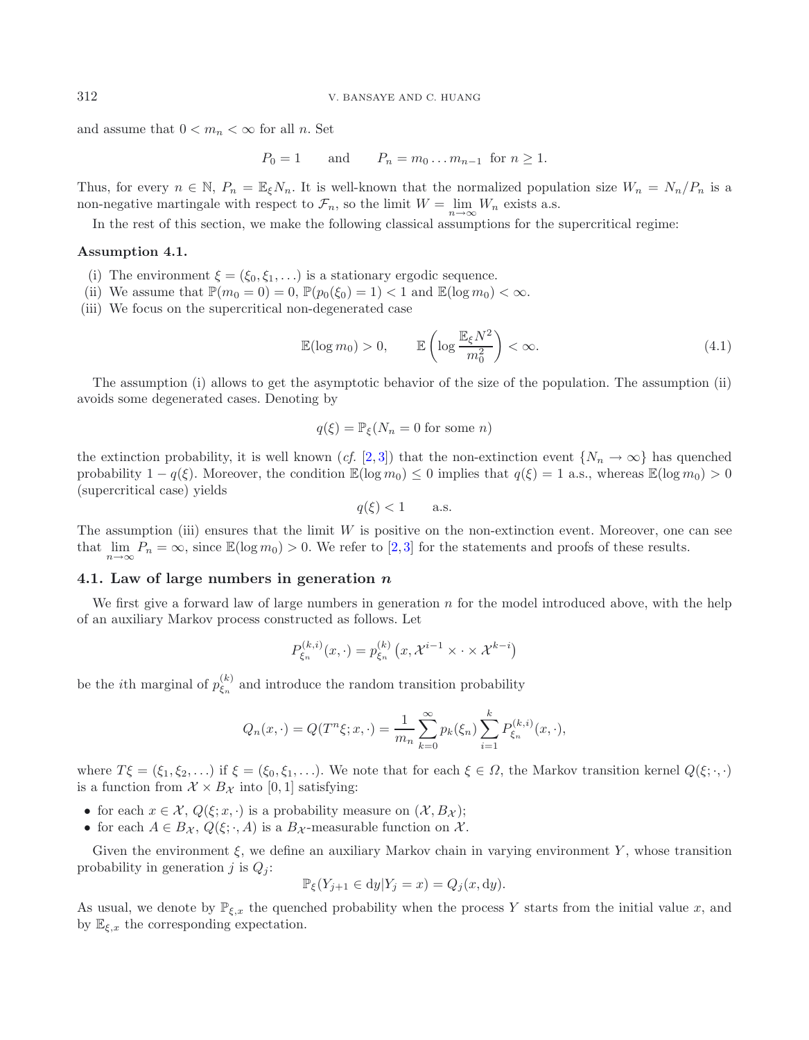and assume that $0 < m_n < \infty$ for all $n$. Set

$$P_0 = 1 \qquad \text{and} \qquad P_n = m_0 \dots m_{n-1} \text{ for } n \geq 1.$$

Thus, for every $n \in \mathbb{N}$, $P_n = \mathbb{E}_\xi N_n$. It is well-known that the normalized population size $W_n = N_n/P_n$ is a non-negative martingale with respect to $\mathcal{F}_n$, so the limit $W = \lim_{n\to\infty} W_n$ exists a.s.

In the rest of this section, we make the following classical assumptions for the supercritical regime:

**Assumption 4.1.**

(i) The environment $\xi = (\xi_0, \xi_1, \dots)$ is a stationary ergodic sequence.

(ii) We assume that $\mathbb{P}(m_0 = 0) = 0$, $\mathbb{P}(p_0(\xi_0) = 1) < 1$ and $\mathbb{E}(\log m_0) < \infty$.

(iii) We focus on the supercritical non-degenerated case

$$\mathbb{E}(\log m_0) > 0, \qquad \mathbb{E}\left(\log \frac{\mathbb{E}_\xi N^2}{m_0^2}\right) < \infty. \tag{4.1}$$

The assumption (i) allows to get the asymptotic behavior of the size of the population. The assumption (ii) avoids some degenerated cases. Denoting by

$$q(\xi) = \mathbb{P}_\xi(N_n = 0 \text{ for some } n)$$

the extinction probability, it is well known (*cf.* [2,3]) that the non-extinction event $\{N_n \to \infty\}$ has quenched probability $1 - q(\xi)$. Moreover, the condition $\mathbb{E}(\log m_0) \leq 0$ implies that $q(\xi) = 1$ a.s., whereas $\mathbb{E}(\log m_0) > 0$ (supercritical case) yields

$$q(\xi) < 1 \qquad \text{a.s.}$$

The assumption (iii) ensures that the limit $W$ is positive on the non-extinction event. Moreover, one can see that $\lim_{n\to\infty} P_n = \infty$, since $\mathbb{E}(\log m_0) > 0$. We refer to [2,3] for the statements and proofs of these results.

### 4.1. Law of large numbers in generation $n$

We first give a forward law of large numbers in generation $n$ for the model introduced above, with the help of an auxiliary Markov process constructed as follows. Let

$$P_{\xi_n}^{(k,i)}(x, \cdot) = p_{\xi_n}^{(k)}\left(x, \mathcal{X}^{i-1} \times \cdot \times \mathcal{X}^{k-i}\right)$$

be the $i$th marginal of $p_{\xi_n}^{(k)}$ and introduce the random transition probability

$$Q_n(x, \cdot) = Q(T^n\xi; x, \cdot) = \frac{1}{m_n} \sum_{k=0}^{\infty} p_k(\xi_n) \sum_{i=1}^{k} P_{\xi_n}^{(k,i)}(x, \cdot),$$

where $T\xi = (\xi_1, \xi_2, \dots)$ if $\xi = (\xi_0, \xi_1, \dots)$. We note that for each $\xi \in \Omega$, the Markov transition kernel $Q(\xi; \cdot, \cdot)$ is a function from $\mathcal{X} \times B_\mathcal{X}$ into $[0,1]$ satisfying:

- for each $x \in \mathcal{X}$, $Q(\xi; x, \cdot)$ is a probability measure on $(\mathcal{X}, B_\mathcal{X})$;
- for each $A \in B_\mathcal{X}$, $Q(\xi; \cdot, A)$ is a $B_\mathcal{X}$-measurable function on $\mathcal{X}$.

Given the environment $\xi$, we define an auxiliary Markov chain in varying environment $Y$, whose transition probability in generation $j$ is $Q_j$:

$$\mathbb{P}_\xi(Y_{j+1} \in \mathrm{d}y | Y_j = x) = Q_j(x, \mathrm{d}y).$$

As usual, we denote by $\mathbb{P}_{\xi,x}$ the quenched probability when the process $Y$ starts from the initial value $x$, and by $\mathbb{E}_{\xi,x}$ the corresponding expectation.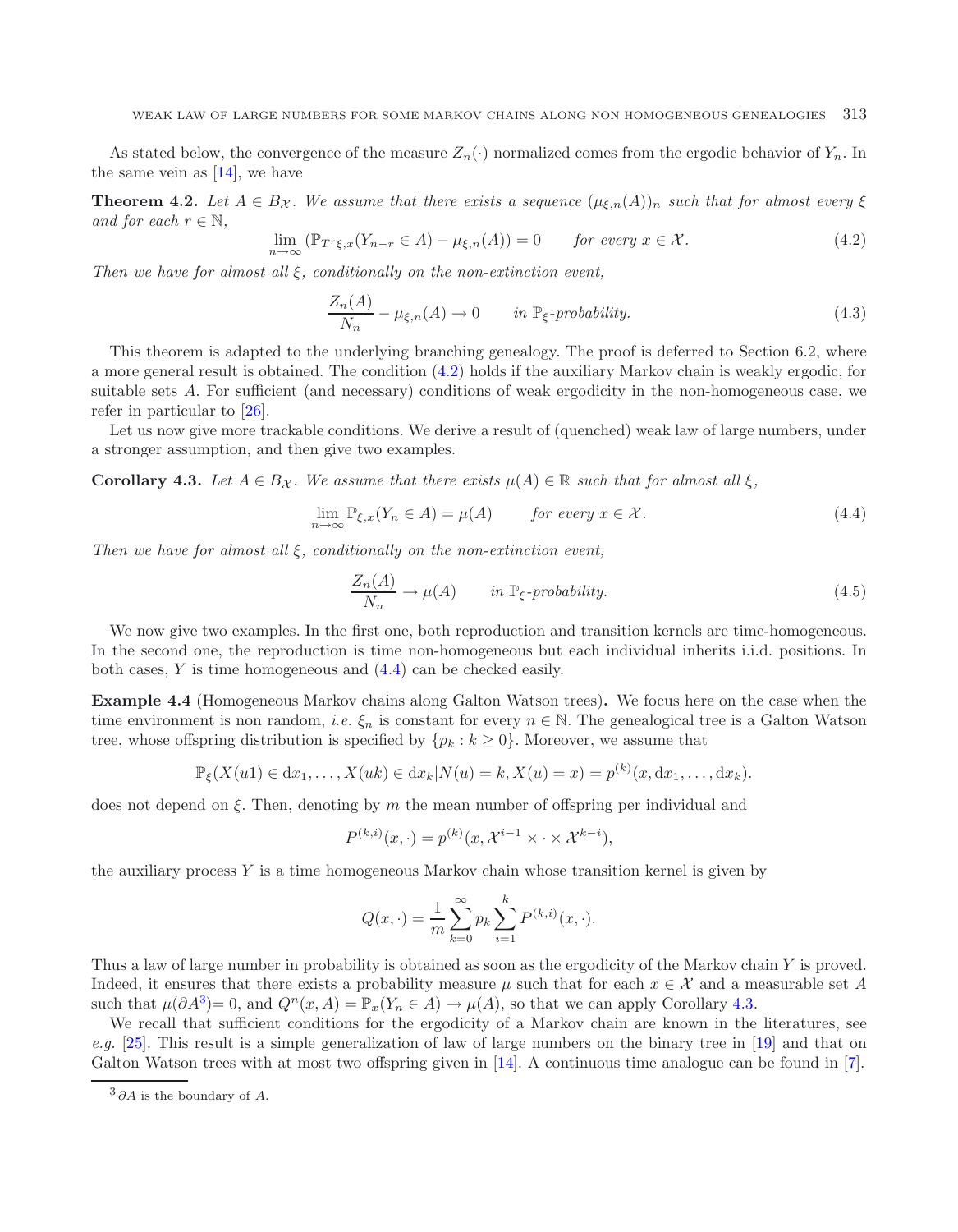As stated below, the convergence of the measure $Z_n(\cdot)$ normalized comes from the ergodic behavior of $Y_n$. In the same vein as [14], we have

**Theorem 4.2.** *Let $A \in B_{\mathcal{X}}$. We assume that there exists a sequence $(\mu_{\xi,n}(A))_n$ such that for almost every $\xi$ and for each $r \in \mathbb{N}$,*

$$\lim_{n\to\infty} \left(\mathbb{P}_{T^r\xi,x}(Y_{n-r} \in A) - \mu_{\xi,n}(A)\right) = 0 \qquad \text{for every } x \in \mathcal{X}. \tag{4.2}$$

*Then we have for almost all $\xi$, conditionally on the non-extinction event,*

$$\frac{Z_n(A)}{N_n} - \mu_{\xi,n}(A) \to 0 \qquad \text{in } \mathbb{P}_\xi\text{-probability.} \tag{4.3}$$

This theorem is adapted to the underlying branching genealogy. The proof is deferred to Section 6.2, where a more general result is obtained. The condition (4.2) holds if the auxiliary Markov chain is weakly ergodic, for suitable sets $A$. For sufficient (and necessary) conditions of weak ergodicity in the non-homogeneous case, we refer in particular to [26].

Let us now give more trackable conditions. We derive a result of (quenched) weak law of large numbers, under a stronger assumption, and then give two examples.

**Corollary 4.3.** *Let $A \in B_{\mathcal{X}}$. We assume that there exists $\mu(A) \in \mathbb{R}$ such that for almost all $\xi$,*

$$\lim_{n\to\infty} \mathbb{P}_{\xi,x}(Y_n \in A) = \mu(A) \qquad \text{for every } x \in \mathcal{X}. \tag{4.4}$$

*Then we have for almost all $\xi$, conditionally on the non-extinction event,*

$$\frac{Z_n(A)}{N_n} \to \mu(A) \qquad \text{in } \mathbb{P}_\xi\text{-probability.} \tag{4.5}$$

We now give two examples. In the first one, both reproduction and transition kernels are time-homogeneous. In the second one, the reproduction is time non-homogeneous but each individual inherits i.i.d. positions. In both cases, $Y$ is time homogeneous and (4.4) can be checked easily.

**Example 4.4** (Homogeneous Markov chains along Galton Watson trees)**.** We focus here on the case when the time environment is non random, *i.e.* $\xi_n$ is constant for every $n \in \mathbb{N}$. The genealogical tree is a Galton Watson tree, whose offspring distribution is specified by $\{p_k : k \geq 0\}$. Moreover, we assume that

$$\mathbb{P}_\xi(X(u1) \in \mathrm{d}x_1, \ldots, X(uk) \in \mathrm{d}x_k | N(u) = k, X(u) = x) = p^{(k)}(x, \mathrm{d}x_1, \ldots, \mathrm{d}x_k).$$

does not depend on $\xi$. Then, denoting by $m$ the mean number of offspring per individual and

$$P^{(k,i)}(x, \cdot) = p^{(k)}(x, \mathcal{X}^{i-1} \times \cdot \times \mathcal{X}^{k-i}),$$

the auxiliary process $Y$ is a time homogeneous Markov chain whose transition kernel is given by

$$Q(x, \cdot) = \frac{1}{m} \sum_{k=0}^{\infty} p_k \sum_{i=1}^{k} P^{(k,i)}(x, \cdot).$$

Thus a law of large number in probability is obtained as soon as the ergodicity of the Markov chain $Y$ is proved. Indeed, it ensures that there exists a probability measure $\mu$ such that for each $x \in \mathcal{X}$ and a measurable set $A$ such that $\mu(\partial A^3) = 0$, and $Q^n(x, A) = \mathbb{P}_x(Y_n \in A) \to \mu(A)$, so that we can apply Corollary 4.3.

We recall that sufficient conditions for the ergodicity of a Markov chain are known in the literatures, see *e.g.* [25]. This result is a simple generalization of law of large numbers on the binary tree in [19] and that on Galton Watson trees with at most two offspring given in [14]. A continuous time analogue can be found in [7].

---

[3] $\partial A$ is the boundary of $A$.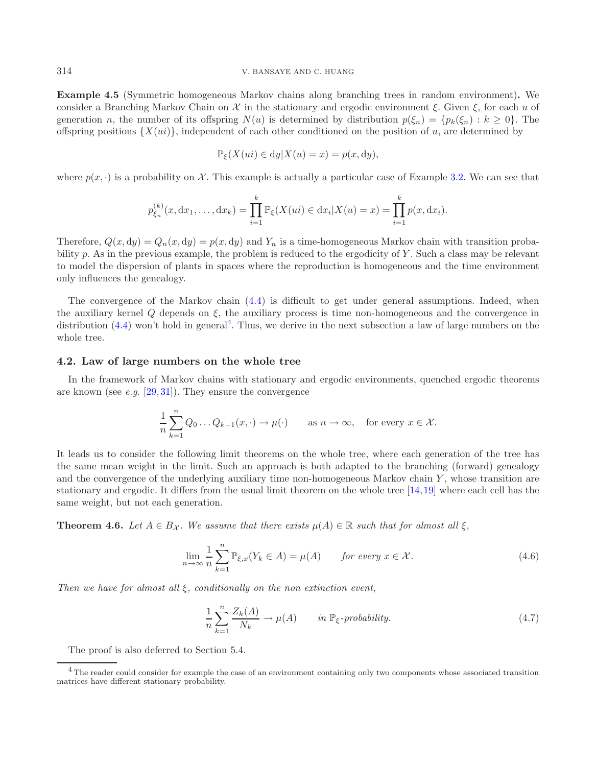**Example 4.5** (Symmetric homogeneous Markov chains along branching trees in random environment)**.** We consider a Branching Markov Chain on $\mathcal{X}$ in the stationary and ergodic environment $\xi$. Given $\xi$, for each $u$ of generation $n$, the number of its offspring $N(u)$ is determined by distribution $p(\xi_n) = \{p_k(\xi_n) : k \geq 0\}$. The offspring positions $\{X(ui)\}$, independent of each other conditioned on the position of $u$, are determined by

$$\mathbb{P}_\xi(X(ui) \in \mathrm{d}y | X(u) = x) = p(x, \mathrm{d}y),$$

where $p(x, \cdot)$ is a probability on $\mathcal{X}$. This example is actually a particular case of Example 3.2. We can see that

$$p^{(k)}_{\xi_n}(x, \mathrm{d}x_1, \ldots, \mathrm{d}x_k) = \prod_{i=1}^{k} \mathbb{P}_\xi(X(ui) \in \mathrm{d}x_i | X(u) = x) = \prod_{i=1}^{k} p(x, \mathrm{d}x_i).$$

Therefore, $Q(x, \mathrm{d}y) = Q_n(x, \mathrm{d}y) = p(x, \mathrm{d}y)$ and $Y_n$ is a time-homogeneous Markov chain with transition probability $p$. As in the previous example, the problem is reduced to the ergodicity of $Y$. Such a class may be relevant to model the dispersion of plants in spaces where the reproduction is homogeneous and the time environment only influences the genealogy.

The convergence of the Markov chain (4.4) is difficult to get under general assumptions. Indeed, when the auxiliary kernel $Q$ depends on $\xi$, the auxiliary process is time non-homogeneous and the convergence in distribution (4.4) won't hold in general[4]. Thus, we derive in the next subsection a law of large numbers on the whole tree.

### 4.2. Law of large numbers on the whole tree

In the framework of Markov chains with stationary and ergodic environments, quenched ergodic theorems are known (see *e.g.* [29,31]). They ensure the convergence

$$\frac{1}{n} \sum_{k=1}^{n} Q_0 \ldots Q_{k-1}(x, \cdot) \to \mu(\cdot) \qquad \text{as } n \to \infty, \quad \text{for every } x \in \mathcal{X}.$$

It leads us to consider the following limit theorems on the whole tree, where each generation of the tree has the same mean weight in the limit. Such an approach is both adapted to the branching (forward) genealogy and the convergence of the underlying auxiliary time non-homogeneous Markov chain $Y$, whose transition are stationary and ergodic. It differs from the usual limit theorem on the whole tree [14,19] where each cell has the same weight, but not each generation.

**Theorem 4.6.** *Let $A \in B_{\mathcal{X}}$. We assume that there exists $\mu(A) \in \mathbb{R}$ such that for almost all $\xi$,*

$$\lim_{n\to\infty} \frac{1}{n} \sum_{k=1}^{n} \mathbb{P}_{\xi,x}(Y_k \in A) = \mu(A) \qquad \text{for every } x \in \mathcal{X}. \tag{4.6}$$

*Then we have for almost all $\xi$, conditionally on the non extinction event,*

$$\frac{1}{n} \sum_{k=1}^{n} \frac{Z_k(A)}{N_k} \to \mu(A) \qquad \text{in } \mathbb{P}_\xi\text{-probability.} \tag{4.7}$$

The proof is also deferred to Section 5.4.

---

[4] The reader could consider for example the case of an environment containing only two components whose associated transition matrices have different stationary probability.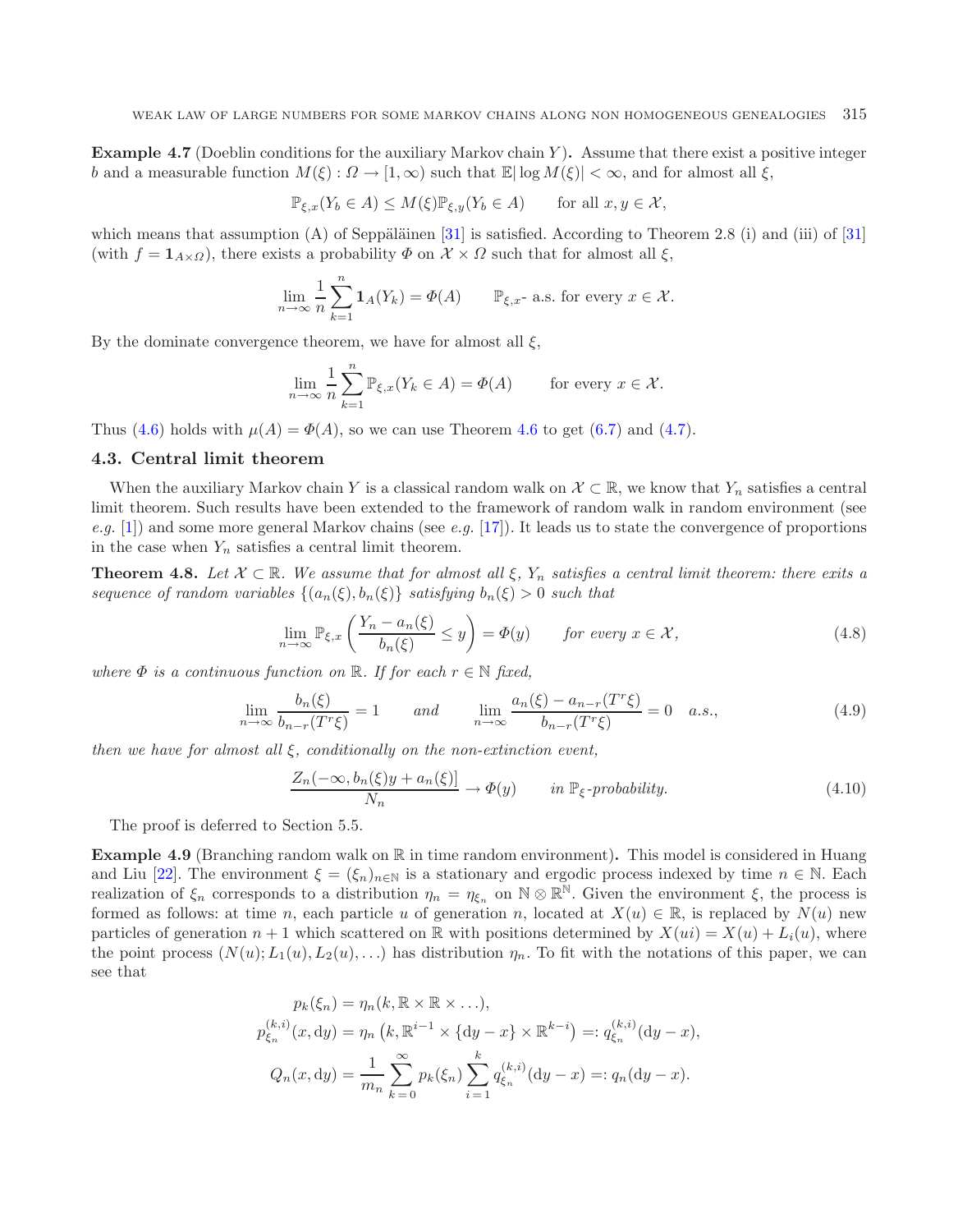**Example 4.7** (Doeblin conditions for the auxiliary Markov chain $Y$)**.** Assume that there exist a positive integer $b$ and a measurable function $M(\xi) : \Omega \to [1, \infty)$ such that $\mathbb{E}|\log M(\xi)| < \infty$, and for almost all $\xi$,

$$\mathbb{P}_{\xi,x}(Y_b \in A) \le M(\xi)\mathbb{P}_{\xi,y}(Y_b \in A) \qquad \text{for all } x, y \in \mathcal{X},$$

which means that assumption (A) of Seppäläinen [31] is satisfied. According to Theorem 2.8 (i) and (iii) of [31] (with $f = \mathbf{1}_{A\times\Omega}$), there exists a probability $\Phi$ on $\mathcal{X} \times \Omega$ such that for almost all $\xi$,

$$\lim_{n\to\infty} \frac{1}{n} \sum_{k=1}^{n} \mathbf{1}_A(Y_k) = \Phi(A) \qquad \mathbb{P}_{\xi,x}\text{- a.s. for every } x \in \mathcal{X}.$$

By the dominate convergence theorem, we have for almost all $\xi$,

$$\lim_{n\to\infty} \frac{1}{n} \sum_{k=1}^{n} \mathbb{P}_{\xi,x}(Y_k \in A) = \Phi(A) \qquad \text{for every } x \in \mathcal{X}.$$

Thus (4.6) holds with $\mu(A) = \Phi(A)$, so we can use Theorem 4.6 to get (6.7) and (4.7).

### 4.3. Central limit theorem

When the auxiliary Markov chain $Y$ is a classical random walk on $\mathcal{X} \subset \mathbb{R}$, we know that $Y_n$ satisfies a central limit theorem. Such results have been extended to the framework of random walk in random environment (see *e.g.* [1]) and some more general Markov chains (see *e.g.* [17]). It leads us to state the convergence of proportions in the case when $Y_n$ satisfies a central limit theorem.

**Theorem 4.8.** *Let $\mathcal{X} \subset \mathbb{R}$. We assume that for almost all $\xi$, $Y_n$ satisfies a central limit theorem: there exits a sequence of random variables $\{(a_n(\xi), b_n(\xi)\}$ satisfying $b_n(\xi) > 0$ such that*

$$\lim_{n\to\infty} \mathbb{P}_{\xi,x}\left(\frac{Y_n - a_n(\xi)}{b_n(\xi)} \le y\right) = \Phi(y) \qquad \text{for every } x \in \mathcal{X}, \tag{4.8}$$

*where $\Phi$ is a continuous function on $\mathbb{R}$. If for each $r \in \mathbb{N}$ fixed,*

$$\lim_{n\to\infty} \frac{b_n(\xi)}{b_{n-r}(T^r\xi)} = 1 \qquad \text{and} \qquad \lim_{n\to\infty} \frac{a_n(\xi) - a_{n-r}(T^r\xi)}{b_{n-r}(T^r\xi)} = 0 \quad \text{a.s.}, \tag{4.9}$$

*then we have for almost all $\xi$, conditionally on the non-extinction event,*

$$\frac{Z_n(-\infty, b_n(\xi)y + a_n(\xi)]}{N_n} \to \Phi(y) \qquad \text{in } \mathbb{P}_\xi\text{-probability.} \tag{4.10}$$

The proof is deferred to Section 5.5.

**Example 4.9** (Branching random walk on $\mathbb{R}$ in time random environment)**.** This model is considered in Huang and Liu [22]. The environment $\xi = (\xi_n)_{n\in\mathbb{N}}$ is a stationary and ergodic process indexed by time $n \in \mathbb{N}$. Each realization of $\xi_n$ corresponds to a distribution $\eta_n = \eta_{\xi_n}$ on $\mathbb{N} \otimes \mathbb{R}^{\mathbb{N}}$. Given the environment $\xi$, the process is formed as follows: at time $n$, each particle $u$ of generation $n$, located at $X(u) \in \mathbb{R}$, is replaced by $N(u)$ new particles of generation $n+1$ which scattered on $\mathbb{R}$ with positions determined by $X(ui) = X(u) + L_i(u)$, where the point process $(N(u); L_1(u), L_2(u), \ldots)$ has distribution $\eta_n$. To fit with the notations of this paper, we can see that

$$\begin{aligned}
p_k(\xi_n) &= \eta_n(k, \mathbb{R} \times \mathbb{R} \times \ldots), \\
p_{\xi_n}^{(k,i)}(x, \mathrm{d}y) &= \eta_n\left(k, \mathbb{R}^{i-1} \times \{\mathrm{d}y - x\} \times \mathbb{R}^{k-i}\right) =: q_{\xi_n}^{(k,i)}(\mathrm{d}y - x), \\
Q_n(x, \mathrm{d}y) &= \frac{1}{m_n} \sum_{k=0}^{\infty} p_k(\xi_n) \sum_{i=1}^{k} q_{\xi_n}^{(k,i)}(\mathrm{d}y - x) =: q_n(\mathrm{d}y - x).
\end{aligned}$$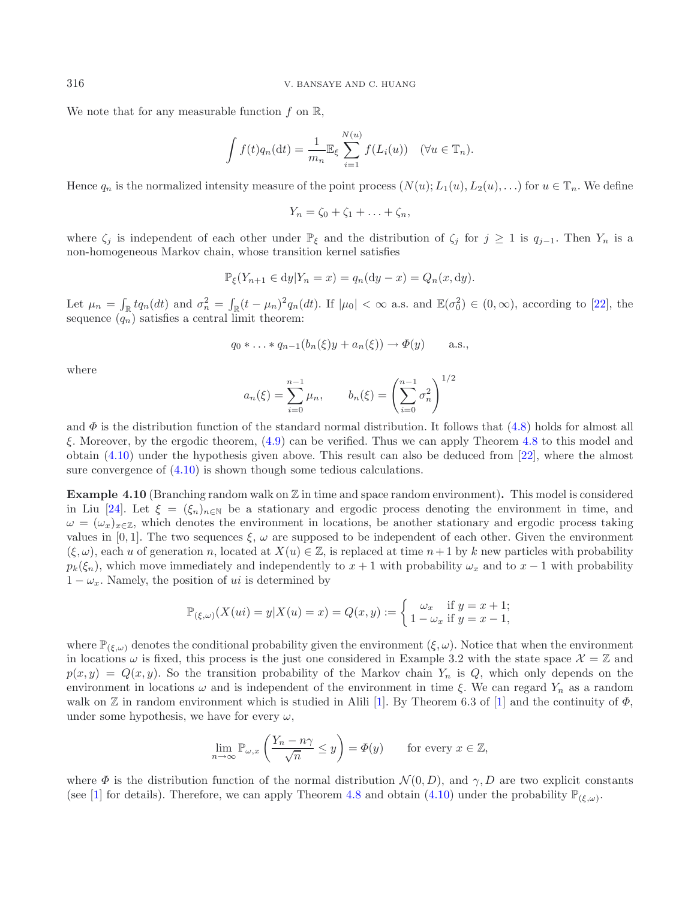We note that for any measurable function $f$ on $\mathbb{R}$,

$$\int f(t) q_n(\mathrm{d}t) = \frac{1}{m_n} \mathbb{E}_\xi \sum_{i=1}^{N(u)} f(L_i(u)) \quad (\forall u \in \mathbb{T}_n).$$

Hence $q_n$ is the normalized intensity measure of the point process $(N(u); L_1(u), L_2(u), \ldots)$ for $u \in \mathbb{T}_n$. We define

$$Y_n = \zeta_0 + \zeta_1 + \ldots + \zeta_n,$$

where $\zeta_j$ is independent of each other under $\mathbb{P}_\xi$ and the distribution of $\zeta_j$ for $j \geq 1$ is $q_{j-1}$. Then $Y_n$ is a non-homogeneous Markov chain, whose transition kernel satisfies

$$\mathbb{P}_\xi(Y_{n+1} \in \mathrm{d}y | Y_n = x) = q_n(\mathrm{d}y - x) = Q_n(x, \mathrm{d}y).$$

Let $\mu_n = \int_{\mathbb{R}} t q_n(dt)$ and $\sigma_n^2 = \int_{\mathbb{R}} (t - \mu_n)^2 q_n(dt)$. If $|\mu_0| < \infty$ a.s. and $\mathbb{E}(\sigma_0^2) \in (0, \infty)$, according to [22], the sequence $(q_n)$ satisfies a central limit theorem:

$$q_0 * \ldots * q_{n-1}(b_n(\xi) y + a_n(\xi)) \to \Phi(y) \qquad \text{a.s.},$$

where

$$a_n(\xi) = \sum_{i=0}^{n-1} \mu_n, \qquad b_n(\xi) = \left( \sum_{i=0}^{n-1} \sigma_n^2 \right)^{1/2}$$

and $\Phi$ is the distribution function of the standard normal distribution. It follows that (4.8) holds for almost all $\xi$. Moreover, by the ergodic theorem, (4.9) can be verified. Thus we can apply Theorem 4.8 to this model and obtain (4.10) under the hypothesis given above. This result can also be deduced from [22], where the almost sure convergence of (4.10) is shown though some tedious calculations.

**Example 4.10** (Branching random walk on $\mathbb{Z}$ in time and space random environment)**.** This model is considered in Liu [24]. Let $\xi = (\xi_n)_{n \in \mathbb{N}}$ be a stationary and ergodic process denoting the environment in time, and $\omega = (\omega_x)_{x \in \mathbb{Z}}$, which denotes the environment in locations, be another stationary and ergodic process taking values in $[0, 1]$. The two sequences $\xi$, $\omega$ are supposed to be independent of each other. Given the environment $(\xi, \omega)$, each $u$ of generation $n$, located at $X(u) \in \mathbb{Z}$, is replaced at time $n+1$ by $k$ new particles with probability $p_k(\xi_n)$, which move immediately and independently to $x+1$ with probability $\omega_x$ and to $x-1$ with probability $1 - \omega_x$. Namely, the position of $ui$ is determined by

$$\mathbb{P}_{(\xi,\omega)}(X(ui) = y | X(u) = x) = Q(x, y) := \begin{cases} \omega_x & \text{if } y = x+1; \\ 1 - \omega_x & \text{if } y = x-1, \end{cases}$$

where $\mathbb{P}_{(\xi,\omega)}$ denotes the conditional probability given the environment $(\xi, \omega)$. Notice that when the environment in locations $\omega$ is fixed, this process is the just one considered in Example 3.2 with the state space $\mathcal{X} = \mathbb{Z}$ and $p(x, y) = Q(x, y)$. So the transition probability of the Markov chain $Y_n$ is $Q$, which only depends on the environment in locations $\omega$ and is independent of the environment in time $\xi$. We can regard $Y_n$ as a random walk on $\mathbb{Z}$ in random environment which is studied in Alili [1]. By Theorem 6.3 of [1] and the continuity of $\Phi$, under some hypothesis, we have for every $\omega$,

$$\lim_{n \to \infty} \mathbb{P}_{\omega, x} \left( \frac{Y_n - n\gamma}{\sqrt{n}} \leq y \right) = \Phi(y) \qquad \text{for every } x \in \mathbb{Z},$$

where $\Phi$ is the distribution function of the normal distribution $\mathcal{N}(0, D)$, and $\gamma, D$ are two explicit constants (see [1] for details). Therefore, we can apply Theorem 4.8 and obtain (4.10) under the probability $\mathbb{P}_{(\xi,\omega)}$.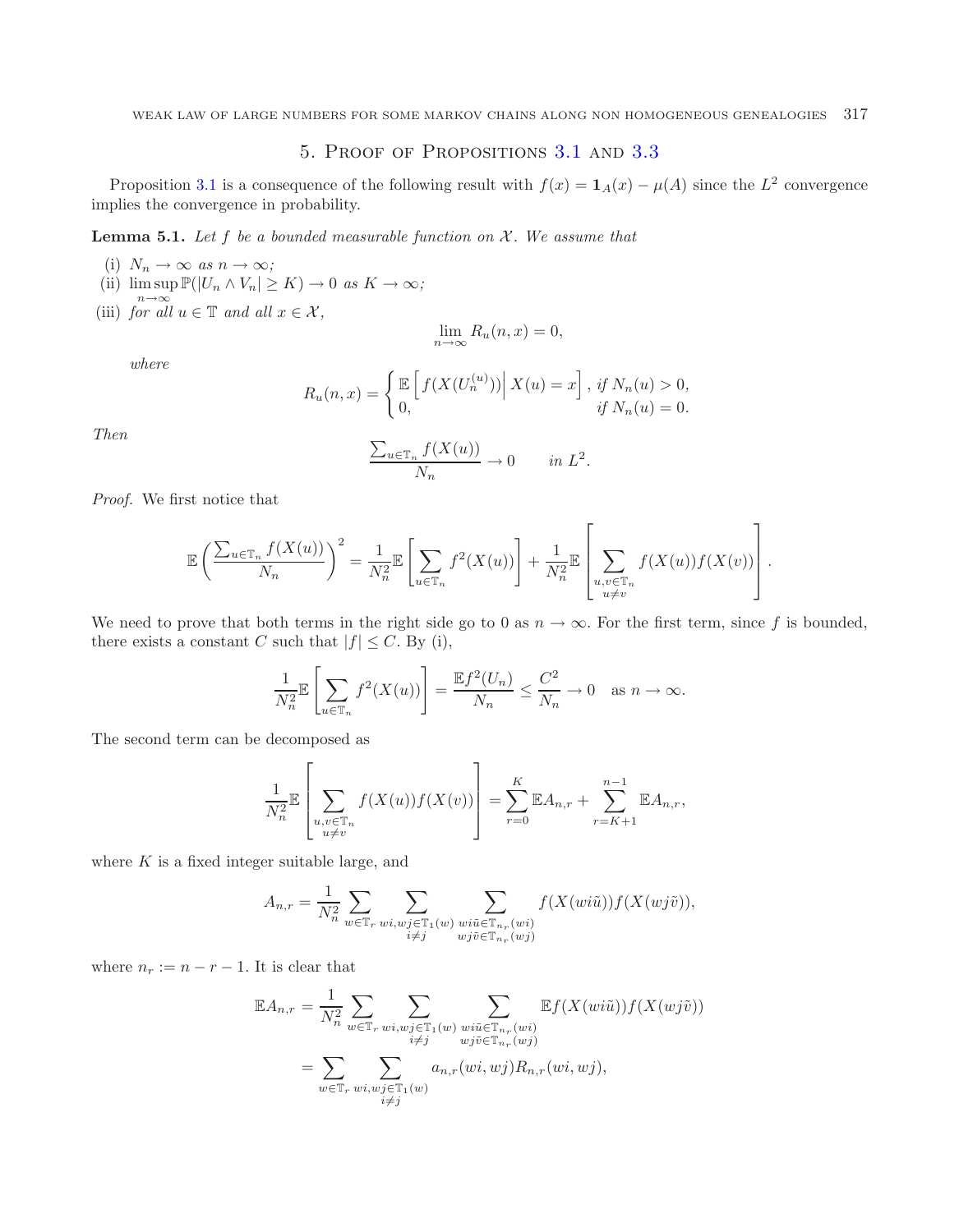## 5. Proof of Propositions 3.1 and 3.3

Proposition 3.1 is a consequence of the following result with $f(x) = \mathbf{1}_A(x) - \mu(A)$ since the $L^2$ convergence implies the convergence in probability.

**Lemma 5.1.** *Let $f$ be a bounded measurable function on $\mathcal{X}$. We assume that*

- (i) $N_n \to \infty$ *as* $n \to \infty$;
- (ii) $\limsup_{n\to\infty} \mathbb{P}(|U_n \wedge V_n| \geq K) \to 0$ *as* $K \to \infty$;
- (iii) *for all* $u \in \mathbb{T}$ *and all* $x \in \mathcal{X}$,

$$\lim_{n\to\infty} R_u(n, x) = 0,$$

*where*

$$R_u(n,x) = \begin{cases} \mathbb{E}\left[ f(X(U_n^{(u)})) \middle| X(u) = x \right], & \text{if } N_n(u) > 0, \\ 0, & \text{if } N_n(u) = 0. \end{cases}$$

*Then*

$$\frac{\sum_{u \in \mathbb{T}_n} f(X(u))}{N_n} \to 0 \qquad \text{in } L^2.$$

*Proof.* We first notice that

$$\mathbb{E}\left(\frac{\sum_{u\in\mathbb{T}_n} f(X(u))}{N_n}\right)^2 = \frac{1}{N_n^2}\mathbb{E}\left[\sum_{u\in\mathbb{T}_n} f^2(X(u))\right] + \frac{1}{N_n^2}\mathbb{E}\left[\sum_{\substack{u,v\in\mathbb{T}_n \\ u\neq v}} f(X(u))f(X(v))\right].$$

We need to prove that both terms in the right side go to 0 as $n \to \infty$. For the first term, since $f$ is bounded, there exists a constant $C$ such that $|f| \leq C$. By (i),

$$\frac{1}{N_n^2}\mathbb{E}\left[\sum_{u\in\mathbb{T}_n} f^2(X(u))\right] = \frac{\mathbb{E}f^2(U_n)}{N_n} \leq \frac{C^2}{N_n} \to 0 \quad \text{as } n \to \infty.$$

The second term can be decomposed as

$$\frac{1}{N_n^2}\mathbb{E}\left[\sum_{\substack{u,v\in\mathbb{T}_n \\ u\neq v}} f(X(u))f(X(v))\right] = \sum_{r=0}^{K} \mathbb{E}A_{n,r} + \sum_{r=K+1}^{n-1} \mathbb{E}A_{n,r},$$

where $K$ is a fixed integer suitable large, and

$$A_{n,r} = \frac{1}{N_n^2} \sum_{w\in\mathbb{T}_r} \sum_{\substack{wi,wj\in\mathbb{T}_1(w) \\ i\neq j}} \sum_{\substack{wi\tilde{u}\in\mathbb{T}_{n_r}(wi) \\ wj\tilde{v}\in\mathbb{T}_{n_r}(wj)}} f(X(wi\tilde{u}))f(X(wj\tilde{v})),$$

where $n_r := n - r - 1$. It is clear that

$$\begin{aligned} \mathbb{E}A_{n,r} &= \frac{1}{N_n^2} \sum_{w\in\mathbb{T}_r} \sum_{\substack{wi,wj\in\mathbb{T}_1(w) \\ i\neq j}} \sum_{\substack{wi\tilde{u}\in\mathbb{T}_{n_r}(wi) \\ wj\tilde{v}\in\mathbb{T}_{n_r}(wj)}} \mathbb{E}f(X(wi\tilde{u}))f(X(wj\tilde{v})) \\ &= \sum_{w\in\mathbb{T}_r} \sum_{\substack{wi,wj\in\mathbb{T}_1(w) \\ i\neq j}} a_{n,r}(wi,wj) R_{n,r}(wi,wj), \end{aligned}$$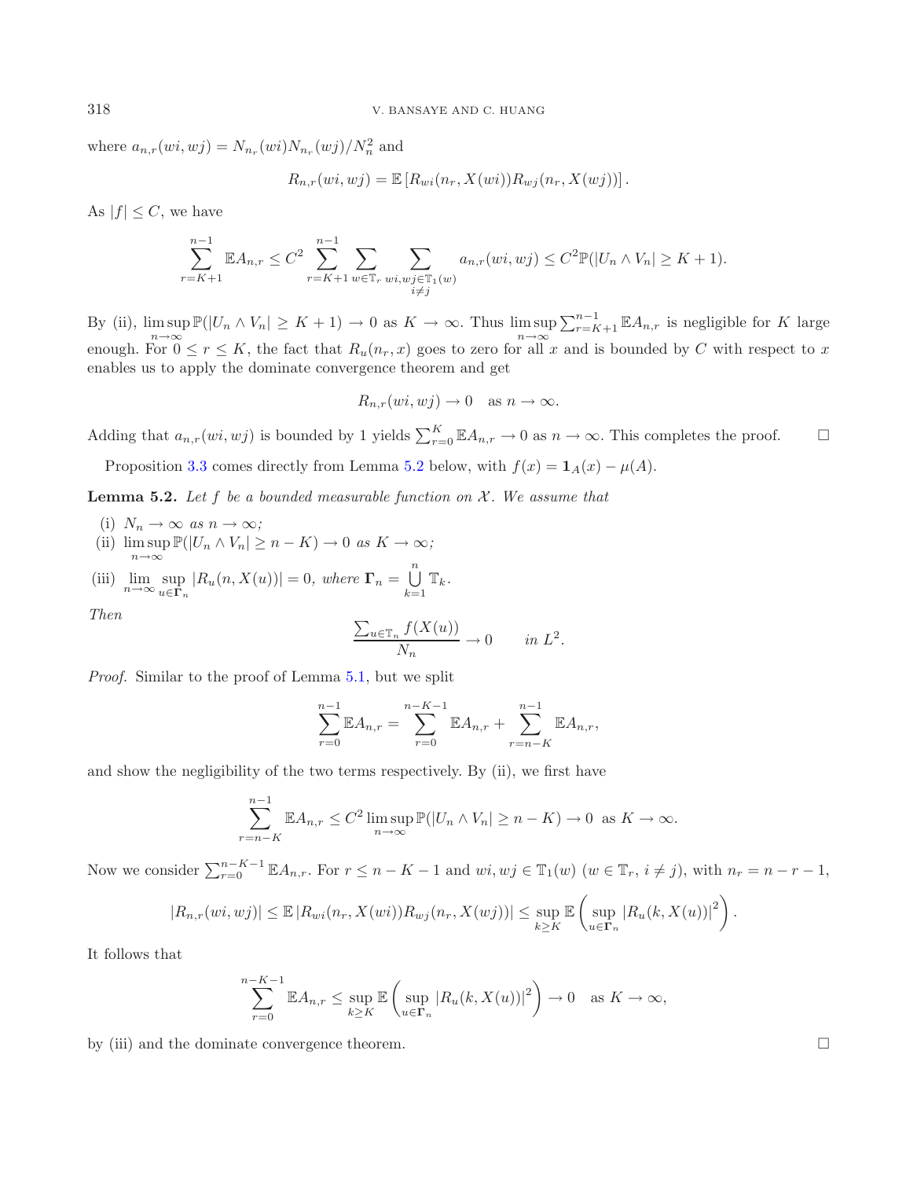where $a_{n,r}(wi,wj) = N_{n_r}(wi)N_{n_r}(wj)/N_n^2$ and

$$R_{n,r}(wi,wj) = \mathbb{E}\left[R_{wi}(n_r, X(wi))R_{wj}(n_r, X(wj))\right].$$

As $|f| \leq C$, we have

$$\sum_{r=K+1}^{n-1} \mathbb{E}A_{n,r} \leq C^2 \sum_{r=K+1}^{n-1} \sum_{w\in\mathbb{T}_r} \sum_{\substack{wi,wj\in\mathbb{T}_1(w)\\ i\neq j}} a_{n,r}(wi,wj) \leq C^2\mathbb{P}(|U_n \wedge V_n| \geq K+1).$$

By (ii), $\limsup_{n\to\infty} \mathbb{P}(|U_n \wedge V_n| \geq K+1) \to 0$ as $K \to \infty$. Thus $\limsup_{n\to\infty} \sum_{r=K+1}^{n-1} \mathbb{E}A_{n,r}$ is negligible for $K$ large enough. For $0 \leq r \leq K$, the fact that $R_u(n_r, x)$ goes to zero for all $x$ and is bounded by $C$ with respect to $x$ enables us to apply the dominate convergence theorem and get

$$R_{n,r}(wi,wj) \to 0 \quad \text{as } n \to \infty.$$

Adding that $a_{n,r}(wi,wj)$ is bounded by 1 yields $\sum_{r=0}^{K} \mathbb{E}A_{n,r} \to 0$ as $n \to \infty$. This completes the proof. □

Proposition 3.3 comes directly from Lemma 5.2 below, with $f(x) = \mathbf{1}_A(x) - \mu(A)$.

**Lemma 5.2.** *Let $f$ be a bounded measurable function on $\mathcal{X}$. We assume that*

(i) $N_n \to \infty$ *as* $n \to \infty$*;*
(ii) $\limsup_{n\to\infty} \mathbb{P}(|U_n \wedge V_n| \geq n-K) \to 0$ *as* $K \to \infty$*;*
(iii) $\lim_{n\to\infty} \sup_{u\in\mathbf{\Gamma}_n} |R_u(n, X(u))| = 0$*, where* $\mathbf{\Gamma}_n = \bigcup_{k=1}^{n} \mathbb{T}_k$*.*

*Then*

$$\frac{\sum_{u\in\mathbb{T}_n} f(X(u))}{N_n} \to 0 \qquad \text{in } L^2.$$

*Proof.* Similar to the proof of Lemma 5.1, but we split

$$\sum_{r=0}^{n-1} \mathbb{E}A_{n,r} = \sum_{r=0}^{n-K-1} \mathbb{E}A_{n,r} + \sum_{r=n-K}^{n-1} \mathbb{E}A_{n,r},$$

and show the negligibility of the two terms respectively. By (ii), we first have

$$\sum_{r=n-K}^{n-1} \mathbb{E}A_{n,r} \leq C^2 \limsup_{n\to\infty} \mathbb{P}(|U_n \wedge V_n| \geq n-K) \to 0 \ \text{ as } K \to \infty.$$

Now we consider $\sum_{r=0}^{n-K-1} \mathbb{E}A_{n,r}$. For $r \leq n-K-1$ and $wi, wj \in \mathbb{T}_1(w)$ ($w \in \mathbb{T}_r$, $i \neq j$), with $n_r = n - r - 1$,

$$|R_{n,r}(wi,wj)| \leq \mathbb{E}\left|R_{wi}(n_r, X(wi))R_{wj}(n_r, X(wj))\right| \leq \sup_{k\geq K} \mathbb{E}\left(\sup_{u\in\mathbf{\Gamma}_n} |R_u(k, X(u))|^2\right).$$

It follows that

$$\sum_{r=0}^{n-K-1} \mathbb{E}A_{n,r} \leq \sup_{k\geq K} \mathbb{E}\left(\sup_{u\in\mathbf{\Gamma}_n} |R_u(k, X(u))|^2\right) \to 0 \quad \text{as } K \to \infty,$$

by (iii) and the dominate convergence theorem. □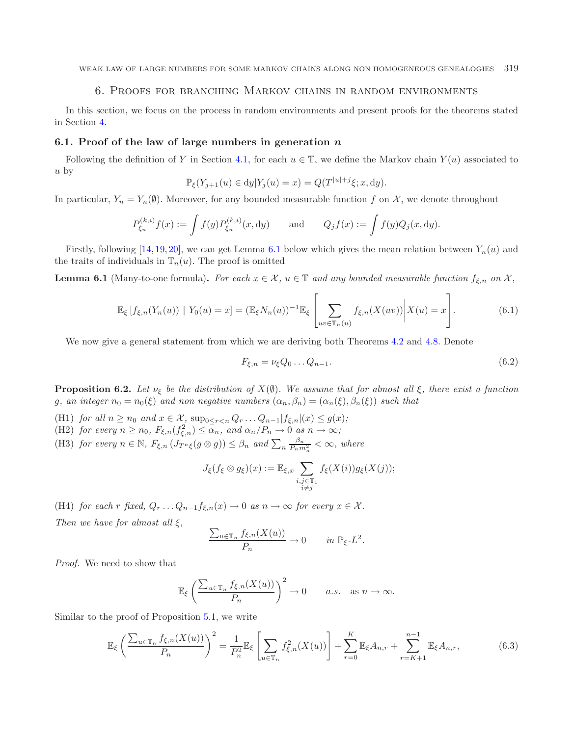## 6. Proofs for branching Markov chains in random environments

In this section, we focus on the process in random environments and present proofs for the theorems stated in Section 4.

### 6.1. Proof of the law of large numbers in generation $n$

Following the definition of $Y$ in Section 4.1, for each $u \in \mathbb{T}$, we define the Markov chain $Y(u)$ associated to $u$ by

$$\mathbb{P}_\xi(Y_{j+1}(u) \in \mathrm{d}y | Y_j(u) = x) = Q(T^{|u|+j}\xi; x, \mathrm{d}y).$$

In particular, $Y_n = Y_n(\emptyset)$. Moreover, for any bounded measurable function $f$ on $\mathcal{X}$, we denote throughout

$$P_{\xi_n}^{(k,i)} f(x) := \int f(y) P_{\xi_n}^{(k,i)}(x, \mathrm{d}y) \qquad \text{and} \qquad Q_j f(x) := \int f(y) Q_j(x, \mathrm{d}y).$$

Firstly, following [14,19,20], we can get Lemma 6.1 below which gives the mean relation between $Y_n(u)$ and the traits of individuals in $\mathbb{T}_n(u)$. The proof is omitted

**Lemma 6.1** (Many-to-one formula)**.** *For each $x \in \mathcal{X}$, $u \in \mathbb{T}$ and any bounded measurable function $f_{\xi,n}$ on $\mathcal{X}$,*

$$\mathbb{E}_\xi \left[ f_{\xi,n}(Y_n(u)) \mid Y_0(u) = x \right] = (\mathbb{E}_\xi N_n(u))^{-1} \mathbb{E}_\xi \left[ \sum_{uv \in \mathbb{T}_n(u)} f_{\xi,n}(X(uv)) \middle| X(u) = x \right]. \tag{6.1}$$

We now give a general statement from which we are deriving both Theorems 4.2 and 4.8. Denote

$$F_{\xi,n} = \nu_\xi Q_0 \ldots Q_{n-1}. \tag{6.2}$$

**Proposition 6.2.** *Let $\nu_\xi$ be the distribution of $X(\emptyset)$. We assume that for almost all $\xi$, there exist a function $g$, an integer $n_0 = n_0(\xi)$ and non negative numbers $(\alpha_n, \beta_n) = (\alpha_n(\xi), \beta_n(\xi))$ such that*

- (H1) *for all $n \geq n_0$ and $x \in \mathcal{X}$, $\sup_{0 \leq r < n} Q_r \ldots Q_{n-1} |f_{\xi,n}|(x) \leq g(x)$;*
- (H2) *for every $n \geq n_0$, $F_{\xi,n}(f_{\xi,n}^2) \leq \alpha_n$, and $\alpha_n / P_n \to 0$ as $n \to \infty$;*
- (H3) *for every $n \in \mathbb{N}$, $F_{\xi,n}(J_{T^n\xi}(g \otimes g)) \leq \beta_n$ and $\sum_n \frac{\beta_n}{P_n m_n^2} < \infty$, where*

$$J_\xi(f_\xi \otimes g_\xi)(x) := \mathbb{E}_{\xi,x} \sum_{\substack{i,j \in \mathbb{T}_1 \\ i \neq j}} f_\xi(X(i)) g_\xi(X(j));$$

- (H4) *for each $r$ fixed, $Q_r \ldots Q_{n-1} f_{\xi,n}(x) \to 0$ as $n \to \infty$ for every $x \in \mathcal{X}$.*

*Then we have for almost all $\xi$,*

$$\frac{\sum_{u \in \mathbb{T}_n} f_{\xi,n}(X(u))}{P_n} \to 0 \qquad \text{in } \mathbb{P}_\xi\text{-}L^2.$$

*Proof.* We need to show that

$$\mathbb{E}_\xi \left( \frac{\sum_{u \in \mathbb{T}_n} f_{\xi,n}(X(u))}{P_n} \right)^2 \to 0 \qquad a.s. \quad \text{as } n \to \infty.$$

Similar to the proof of Proposition 5.1, we write

$$\mathbb{E}_\xi \left( \frac{\sum_{u \in \mathbb{T}_n} f_{\xi,n}(X(u))}{P_n} \right)^2 = \frac{1}{P_n^2} \mathbb{E}_\xi \left[ \sum_{u \in \mathbb{T}_n} f_{\xi,n}^2(X(u)) \right] + \sum_{r=0}^{K} \mathbb{E}_\xi A_{n,r} + \sum_{r=K+1}^{n-1} \mathbb{E}_\xi A_{n,r}, \tag{6.3}$$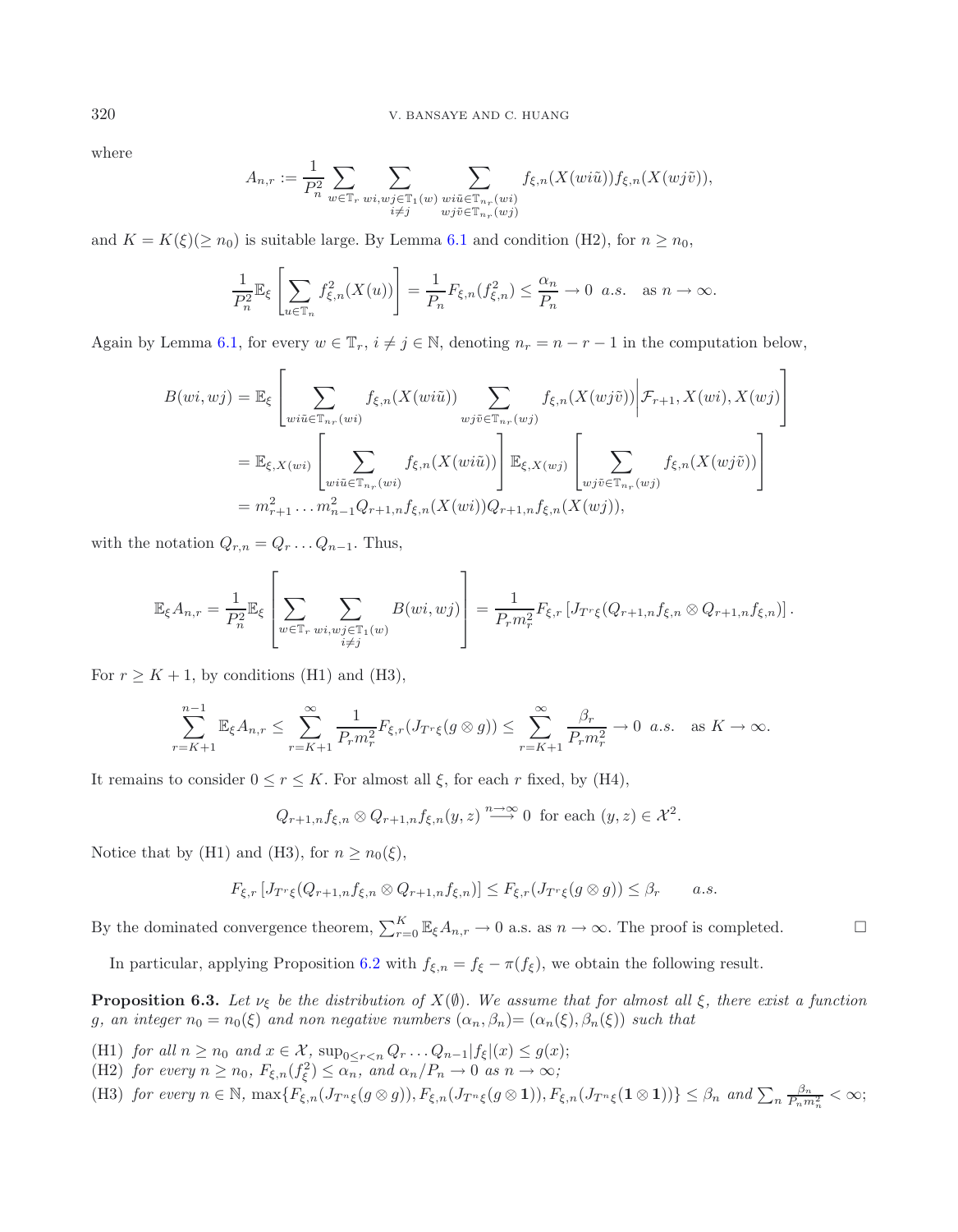where

$$A_{n,r} := \frac{1}{P_n^2} \sum_{w \in \mathbb{T}_r} \sum_{\substack{wi, wj \in \mathbb{T}_1(w) \\ i \neq j}} \sum_{\substack{wi\tilde{u} \in \mathbb{T}_{n_r}(wi) \\ wj\tilde{v} \in \mathbb{T}_{n_r}(wj)}} f_{\xi,n}(X(wi\tilde{u})) f_{\xi,n}(X(wj\tilde{v})),$$

and $K = K(\xi)(\geq n_0)$ is suitable large. By Lemma 6.1 and condition (H2), for $n \geq n_0$,

$$\frac{1}{P_n^2} \mathbb{E}_\xi \left[ \sum_{u \in \mathbb{T}_n} f_{\xi,n}^2(X(u)) \right] = \frac{1}{P_n} F_{\xi,n}(f_{\xi,n}^2) \leq \frac{\alpha_n}{P_n} \to 0 \;\; a.s. \quad \text{as } n \to \infty.$$

Again by Lemma 6.1, for every $w \in \mathbb{T}_r$, $i \neq j \in \mathbb{N}$, denoting $n_r = n - r - 1$ in the computation below,

$$\begin{aligned}
B(wi, wj) &= \mathbb{E}_\xi \left[ \sum_{wi\tilde{u} \in \mathbb{T}_{n_r}(wi)} f_{\xi,n}(X(wi\tilde{u})) \sum_{wj\tilde{v} \in \mathbb{T}_{n_r}(wj)} f_{\xi,n}(X(wj\tilde{v})) \middle| \mathcal{F}_{r+1}, X(wi), X(wj) \right] \\
&= \mathbb{E}_{\xi, X(wi)} \left[ \sum_{wi\tilde{u} \in \mathbb{T}_{n_r}(wi)} f_{\xi,n}(X(wi\tilde{u})) \right] \mathbb{E}_{\xi, X(wj)} \left[ \sum_{wj\tilde{v} \in \mathbb{T}_{n_r}(wj)} f_{\xi,n}(X(wj\tilde{v})) \right] \\
&= m_{r+1}^2 \ldots m_{n-1}^2 Q_{r+1,n} f_{\xi,n}(X(wi)) Q_{r+1,n} f_{\xi,n}(X(wj)),
\end{aligned}$$

with the notation $Q_{r,n} = Q_r \ldots Q_{n-1}$. Thus,

$$\mathbb{E}_\xi A_{n,r} = \frac{1}{P_n^2} \mathbb{E}_\xi \left[ \sum_{w \in \mathbb{T}_r} \sum_{\substack{wi, wj \in \mathbb{T}_1(w) \\ i \neq j}} B(wi, wj) \right] = \frac{1}{P_r m_r^2} F_{\xi,r} \left[ J_{T^r\xi}(Q_{r+1,n} f_{\xi,n} \otimes Q_{r+1,n} f_{\xi,n}) \right].$$

For $r \geq K + 1$, by conditions (H1) and (H3),

$$\sum_{r=K+1}^{n-1} \mathbb{E}_\xi A_{n,r} \leq \sum_{r=K+1}^{\infty} \frac{1}{P_r m_r^2} F_{\xi,r}(J_{T^r\xi}(g \otimes g)) \leq \sum_{r=K+1}^{\infty} \frac{\beta_r}{P_r m_r^2} \to 0 \;\; a.s. \quad \text{as } K \to \infty.$$

It remains to consider $0 \leq r \leq K$. For almost all $\xi$, for each $r$ fixed, by (H4),

$$Q_{r+1,n} f_{\xi,n} \otimes Q_{r+1,n} f_{\xi,n}(y, z) \stackrel{n \to \infty}{\longrightarrow} 0 \;\text{ for each } (y, z) \in \mathcal{X}^2.$$

Notice that by (H1) and (H3), for $n \geq n_0(\xi)$,

$$F_{\xi,r} \left[ J_{T^r\xi}(Q_{r+1,n} f_{\xi,n} \otimes Q_{r+1,n} f_{\xi,n}) \right] \leq F_{\xi,r}(J_{T^r\xi}(g \otimes g)) \leq \beta_r \qquad a.s.$$

By the dominated convergence theorem, $\sum_{r=0}^{K} \mathbb{E}_\xi A_{n,r} \to 0$ a.s. as $n \to \infty$. The proof is completed. □

In particular, applying Proposition 6.2 with $f_{\xi,n} = f_\xi - \pi(f_\xi)$, we obtain the following result.

**Proposition 6.3.** *Let $\nu_\xi$ be the distribution of $X(\emptyset)$. We assume that for almost all $\xi$, there exist a function $g$, an integer $n_0 = n_0(\xi)$ and non negative numbers $(\alpha_n, \beta_n) = (\alpha_n(\xi), \beta_n(\xi))$ such that*

(H1) *for all $n \geq n_0$ and $x \in \mathcal{X}$, $\sup_{0 \leq r < n} Q_r \ldots Q_{n-1} |f_\xi|(x) \leq g(x)$;*
(H2) *for every $n \geq n_0$, $F_{\xi,n}(f_\xi^2) \leq \alpha_n$, and $\alpha_n / P_n \to 0$ as $n \to \infty$;*
(H3) *for every $n \in \mathbb{N}$, $\max\{F_{\xi,n}(J_{T^n\xi}(g \otimes g)), F_{\xi,n}(J_{T^n\xi}(g \otimes \mathbf{1})), F_{\xi,n}(J_{T^n\xi}(\mathbf{1} \otimes \mathbf{1}))\} \leq \beta_n$ and $\sum_n \frac{\beta_n}{P_n m_n^2} < \infty$;*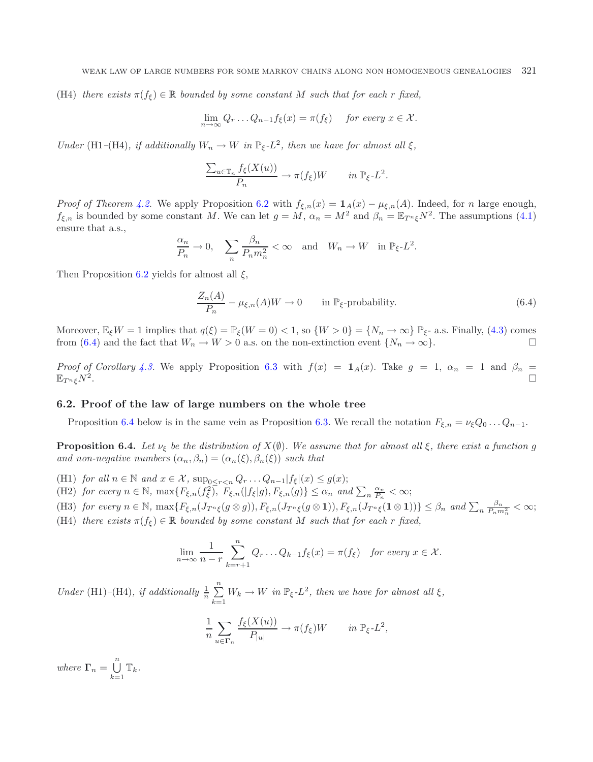(H4) *there exists* $\pi(f_\xi) \in \mathbb{R}$ *bounded by some constant* $M$ *such that for each* $r$ *fixed,*

$$\lim_{n\to\infty} Q_r \dots Q_{n-1} f_\xi(x) = \pi(f_\xi) \quad \text{ for every } x \in \mathcal{X}.$$

*Under* (H1–(H4)*, if additionally* $W_n \to W$ *in* $\mathbb{P}_\xi$*-*$L^2$*, then we have for almost all* $\xi$*,*

$$\frac{\sum_{u\in\mathbb{T}_n} f_\xi(X(u))}{P_n} \to \pi(f_\xi) W \qquad \text{in } \mathbb{P}_\xi\text{-}L^2.$$

*Proof of Theorem 4.2.* We apply Proposition 6.2 with $f_{\xi,n}(x) = \mathbf{1}_A(x) - \mu_{\xi,n}(A)$. Indeed, for $n$ large enough, $f_{\xi,n}$ is bounded by some constant $M$. We can let $g = M$, $\alpha_n = M^2$ and $\beta_n = \mathbb{E}_{T^n\xi} N^2$. The assumptions (4.1) ensure that a.s.,

$$\frac{\alpha_n}{P_n} \to 0, \quad \sum_n \frac{\beta_n}{P_n m_n^2} < \infty \quad \text{and} \quad W_n \to W \quad \text{in } \mathbb{P}_\xi\text{-}L^2.$$

Then Proposition 6.2 yields for almost all $\xi$,

$$\frac{Z_n(A)}{P_n} - \mu_{\xi,n}(A) W \to 0 \qquad \text{in } \mathbb{P}_\xi\text{-probability.} \tag{6.4}$$

Moreover, $\mathbb{E}_\xi W = 1$ implies that $q(\xi) = \mathbb{P}_\xi(W = 0) < 1$, so $\{W > 0\} = \{N_n \to \infty\}$ $\mathbb{P}_\xi$- a.s. Finally, (4.3) comes from (6.4) and the fact that $W_n \to W > 0$ a.s. on the non-extinction event $\{N_n \to \infty\}$. □

*Proof of Corollary 4.3.* We apply Proposition 6.3 with $f(x) = \mathbf{1}_A(x)$. Take $g = 1$, $\alpha_n = 1$ and $\beta_n = \mathbb{E}_{T^n\xi} N^2$. □

### 6.2. Proof of the law of large numbers on the whole tree

Proposition 6.4 below is in the same vein as Proposition 6.3. We recall the notation $F_{\xi,n} = \nu_\xi Q_0 \dots Q_{n-1}$.

**Proposition 6.4.** *Let* $\nu_\xi$ *be the distribution of* $X(\emptyset)$*. We assume that for almost all* $\xi$*, there exist a function* $g$ *and non-negative numbers* $(\alpha_n, \beta_n) = (\alpha_n(\xi), \beta_n(\xi))$ *such that*

(H1) *for all* $n \in \mathbb{N}$ *and* $x \in \mathcal{X}$*,* $\sup_{0\le r<n} Q_r \dots Q_{n-1}|f_\xi|(x) \le g(x)$*;*
(H2) *for every* $n \in \mathbb{N}$*,* $\max\{F_{\xi,n}(f_\xi^2), F_{\xi,n}(|f_\xi|g), F_{\xi,n}(g)\} \le \alpha_n$ *and* $\sum_n \frac{\alpha_n}{P_n} < \infty$*;*
(H3) *for every* $n \in \mathbb{N}$*,* $\max\{F_{\xi,n}(J_{T^n\xi}(g\otimes g)), F_{\xi,n}(J_{T^n\xi}(g\otimes \mathbf{1})), F_{\xi,n}(J_{T^n\xi}(\mathbf{1}\otimes \mathbf{1}))\} \le \beta_n$ *and* $\sum_n \frac{\beta_n}{P_n m_n^2} < \infty$*;*
(H4) *there exists* $\pi(f_\xi) \in \mathbb{R}$ *bounded by some constant* $M$ *such that for each* $r$ *fixed,*

$$\lim_{n\to\infty} \frac{1}{n-r} \sum_{k=r+1}^{n} Q_r \dots Q_{k-1} f_\xi(x) = \pi(f_\xi) \quad \text{for every } x \in \mathcal{X}.$$

*Under* (H1)–(H4)*, if additionally* $\frac{1}{n}\sum_{k=1}^{n} W_k \to W$ *in* $\mathbb{P}_\xi$*-*$L^2$*, then we have for almost all* $\xi$*,*

$$\frac{1}{n} \sum_{u\in\mathbf{\Gamma}_n} \frac{f_\xi(X(u))}{P_{|u|}} \to \pi(f_\xi) W \qquad \text{in } \mathbb{P}_\xi\text{-}L^2,$$

*where* $\mathbf{\Gamma}_n = \bigcup_{k=1}^{n} \mathbb{T}_k$*.*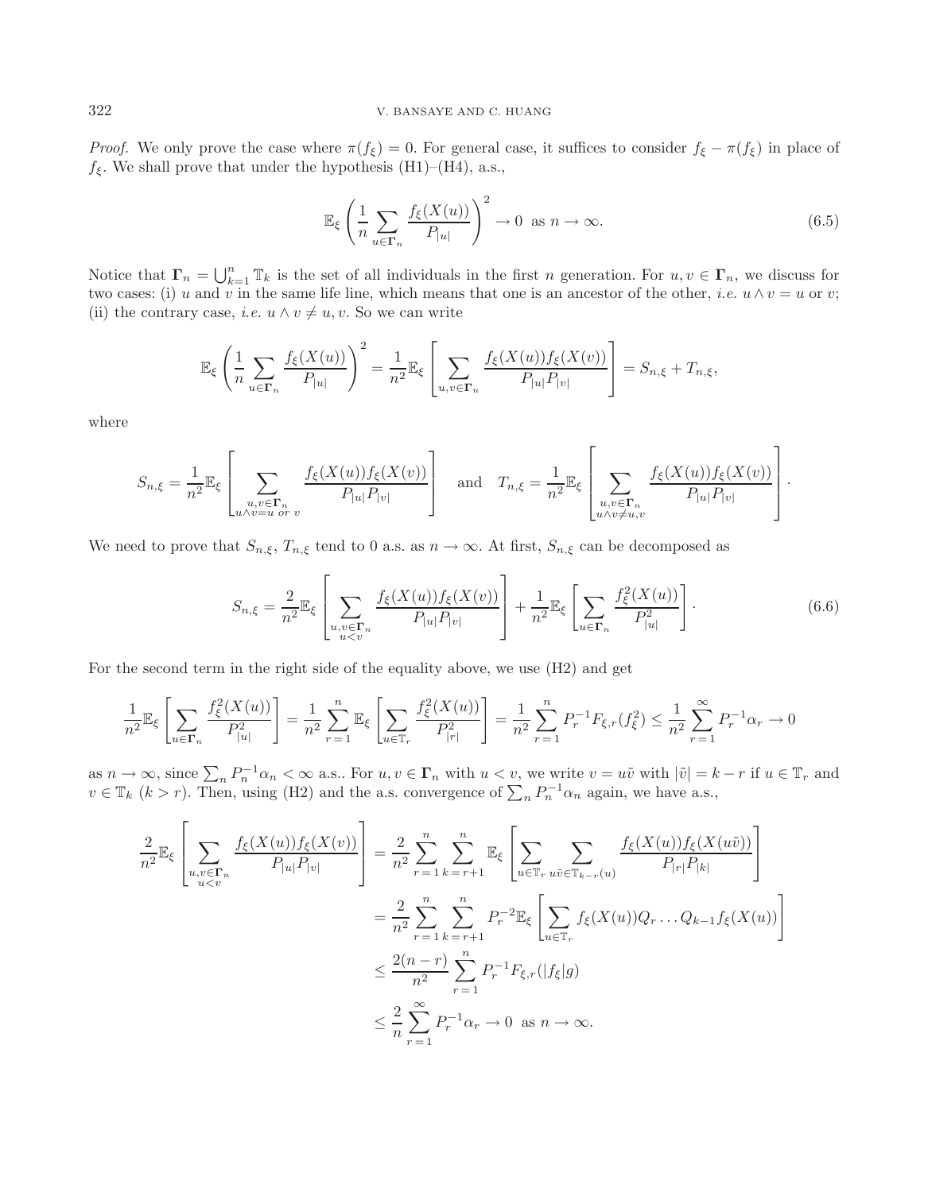*Proof.* We only prove the case where $\pi(f_\xi) = 0$. For general case, it suffices to consider $f_\xi - \pi(f_\xi)$ in place of $f_\xi$. We shall prove that under the hypothesis (H1)–(H4), a.s.,

$$\mathbb{E}_\xi \left( \frac{1}{n} \sum_{u \in \mathbf{\Gamma}_n} \frac{f_\xi(X(u))}{P_{|u|}} \right)^2 \to 0 \ \text{ as } n \to \infty. \tag{6.5}$$

Notice that $\mathbf{\Gamma}_n = \bigcup_{k=1}^n \mathbb{T}_k$ is the set of all individuals in the first $n$ generation. For $u, v \in \mathbf{\Gamma}_n$, we discuss for two cases: (i) $u$ and $v$ in the same life line, which means that one is an ancestor of the other, *i.e.* $u \wedge v = u$ or $v$; (ii) the contrary case, *i.e.* $u \wedge v \neq u, v$. So we can write

$$\mathbb{E}_\xi \left( \frac{1}{n} \sum_{u \in \mathbf{\Gamma}_n} \frac{f_\xi(X(u))}{P_{|u|}} \right)^2 = \frac{1}{n^2} \mathbb{E}_\xi \left[ \sum_{u,v \in \mathbf{\Gamma}_n} \frac{f_\xi(X(u)) f_\xi(X(v))}{P_{|u|} P_{|v|}} \right] = S_{n,\xi} + T_{n,\xi},$$

where

$$S_{n,\xi} = \frac{1}{n^2} \mathbb{E}_\xi \left[ \sum_{\substack{u,v \in \mathbf{\Gamma}_n \\ u \wedge v = u \text{ or } v}} \frac{f_\xi(X(u)) f_\xi(X(v))}{P_{|u|} P_{|v|}} \right] \quad \text{and} \quad T_{n,\xi} = \frac{1}{n^2} \mathbb{E}_\xi \left[ \sum_{\substack{u,v \in \mathbf{\Gamma}_n \\ u \wedge v \neq u,v}} \frac{f_\xi(X(u)) f_\xi(X(v))}{P_{|u|} P_{|v|}} \right].$$

We need to prove that $S_{n,\xi}$, $T_{n,\xi}$ tend to 0 a.s. as $n \to \infty$. At first, $S_{n,\xi}$ can be decomposed as

$$S_{n,\xi} = \frac{2}{n^2} \mathbb{E}_\xi \left[ \sum_{\substack{u,v \in \mathbf{\Gamma}_n \\ u < v}} \frac{f_\xi(X(u)) f_\xi(X(v))}{P_{|u|} P_{|v|}} \right] + \frac{1}{n^2} \mathbb{E}_\xi \left[ \sum_{u \in \mathbf{\Gamma}_n} \frac{f_\xi^2(X(u))}{P_{|u|}^2} \right]. \tag{6.6}$$

For the second term in the right side of the equality above, we use (H2) and get

$$\frac{1}{n^2} \mathbb{E}_\xi \left[ \sum_{u \in \mathbf{\Gamma}_n} \frac{f_\xi^2(X(u))}{P_{|u|}^2} \right] = \frac{1}{n^2} \sum_{r=1}^n \mathbb{E}_\xi \left[ \sum_{u \in \mathbb{T}_r} \frac{f_\xi^2(X(u))}{P_{|r|}^2} \right] = \frac{1}{n^2} \sum_{r=1}^n P_r^{-1} F_{\xi,r}(f_\xi^2) \le \frac{1}{n^2} \sum_{r=1}^\infty P_r^{-1} \alpha_r \to 0$$

as $n \to \infty$, since $\sum_n P_n^{-1} \alpha_n < \infty$ a.s.. For $u, v \in \mathbf{\Gamma}_n$ with $u < v$, we write $v = u\tilde{v}$ with $|\tilde{v}| = k - r$ if $u \in \mathbb{T}_r$ and $v \in \mathbb{T}_k$ $(k > r)$. Then, using (H2) and the a.s. convergence of $\sum_n P_n^{-1} \alpha_n$ again, we have a.s.,

$$\begin{aligned}
\frac{2}{n^2} \mathbb{E}_\xi \left[ \sum_{\substack{u,v \in \mathbf{\Gamma}_n \\ u < v}} \frac{f_\xi(X(u)) f_\xi(X(v))}{P_{|u|} P_{|v|}} \right] &= \frac{2}{n^2} \sum_{r=1}^n \sum_{k=r+1}^n \mathbb{E}_\xi \left[ \sum_{u \in \mathbb{T}_r} \sum_{u\tilde{v} \in \mathbb{T}_{k-r}(u)} \frac{f_\xi(X(u)) f_\xi(X(u\tilde{v}))}{P_{|r|} P_{|k|}} \right] \\
&= \frac{2}{n^2} \sum_{r=1}^n \sum_{k=r+1}^n P_r^{-2} \mathbb{E}_\xi \left[ \sum_{u \in \mathbb{T}_r} f_\xi(X(u)) Q_r \dots Q_{k-1} f_\xi(X(u)) \right] \\
&\le \frac{2(n-r)}{n^2} \sum_{r=1}^n P_r^{-1} F_{\xi,r}(|f_\xi| g) \\
&\le \frac{2}{n} \sum_{r=1}^\infty P_r^{-1} \alpha_r \to 0 \ \text{ as } n \to \infty.
\end{aligned}$$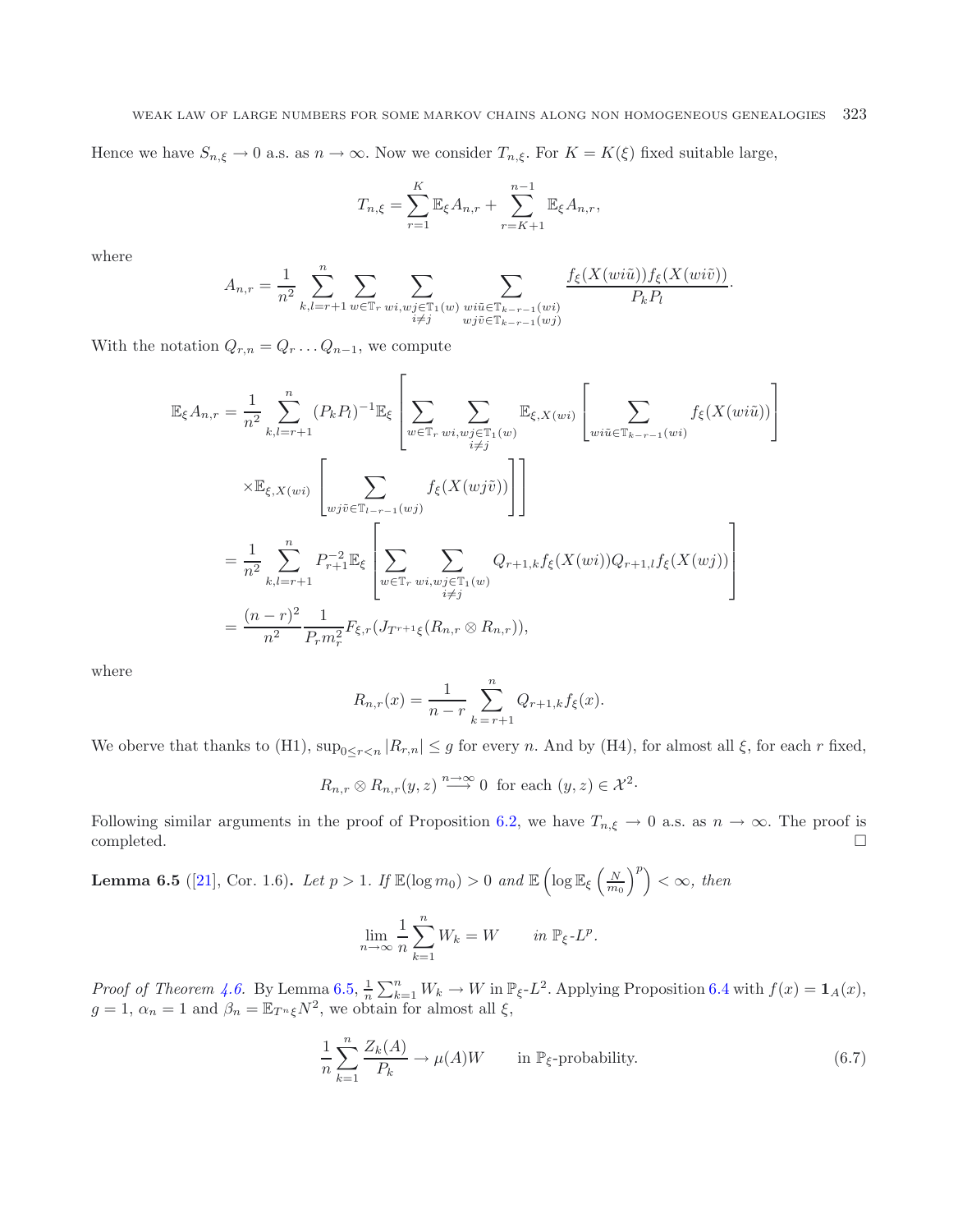Hence we have $S_{n,\xi} \to 0$ a.s. as $n \to \infty$. Now we consider $T_{n,\xi}$. For $K = K(\xi)$ fixed suitable large,

$$T_{n,\xi} = \sum_{r=1}^{K} \mathbb{E}_\xi A_{n,r} + \sum_{r=K+1}^{n-1} \mathbb{E}_\xi A_{n,r},$$

where

$$A_{n,r} = \frac{1}{n^2} \sum_{k,l=r+1}^{n} \sum_{w \in \mathbb{T}_r} \sum_{\substack{wi,wj \in \mathbb{T}_1(w) \\ i \neq j}} \sum_{\substack{wi\tilde{u} \in \mathbb{T}_{k-r-1}(wi) \\ wj\tilde{v} \in \mathbb{T}_{k-r-1}(wj)}} \frac{f_\xi(X(wi\tilde{u}))f_\xi(X(wi\tilde{v}))}{P_k P_l}.$$

With the notation $Q_{r,n} = Q_r \dots Q_{n-1}$, we compute

$$\begin{aligned}
\mathbb{E}_\xi A_{n,r} &= \frac{1}{n^2} \sum_{k,l=r+1}^{n} (P_k P_l)^{-1} \mathbb{E}_\xi \left[ \sum_{w \in \mathbb{T}_r} \sum_{\substack{wi,wj \in \mathbb{T}_1(w) \\ i \neq j}} \mathbb{E}_{\xi, X(wi)} \left[ \sum_{wi\tilde{u} \in \mathbb{T}_{k-r-1}(wi)} f_\xi(X(wi\tilde{u})) \right] \right. \\
&\quad \left. \times \mathbb{E}_{\xi, X(wi)} \left[ \sum_{wj\tilde{v} \in \mathbb{T}_{l-r-1}(wj)} f_\xi(X(wj\tilde{v})) \right] \right] \\
&= \frac{1}{n^2} \sum_{k,l=r+1}^{n} P_{r+1}^{-2} \mathbb{E}_\xi \left[ \sum_{w \in \mathbb{T}_r} \sum_{\substack{wi,wj \in \mathbb{T}_1(w) \\ i \neq j}} Q_{r+1,k} f_\xi(X(wi)) Q_{r+1,l} f_\xi(X(wj)) \right] \\
&= \frac{(n-r)^2}{n^2} \frac{1}{P_r m_r^2} F_{\xi,r}(J_{T^{r+1}\xi}(R_{n,r} \otimes R_{n,r})),
\end{aligned}$$

where

$$R_{n,r}(x) = \frac{1}{n-r} \sum_{k=r+1}^{n} Q_{r+1,k} f_\xi(x).$$

We oberve that thanks to (H1), $\sup_{0 \leq r < n} |R_{r,n}| \leq g$ for every $n$. And by (H4), for almost all $\xi$, for each $r$ fixed,

$$R_{n,r} \otimes R_{n,r}(y,z) \overset{n \to \infty}{\longrightarrow} 0 \text{ for each } (y,z) \in \mathcal{X}^2.$$

Following similar arguments in the proof of Proposition 6.2, we have $T_{n,\xi} \to 0$ a.s. as $n \to \infty$. The proof is completed. $\square$

**Lemma 6.5** ([21], Cor. 1.6)**.** *Let $p > 1$. If $\mathbb{E}(\log m_0) > 0$ and $\mathbb{E}\left(\log \mathbb{E}_\xi \left(\frac{N}{m_0}\right)^p\right) < \infty$, then*

$$\lim_{n \to \infty} \frac{1}{n} \sum_{k=1}^{n} W_k = W \qquad \textit{in } \mathbb{P}_\xi\text{-}L^p.$$

*Proof of Theorem 4.6.* By Lemma 6.5, $\frac{1}{n}\sum_{k=1}^{n} W_k \to W$ in $\mathbb{P}_\xi$-$L^2$. Applying Proposition 6.4 with $f(x) = \mathbf{1}_A(x)$, $g = 1$, $\alpha_n = 1$ and $\beta_n = \mathbb{E}_{T^n\xi} N^2$, we obtain for almost all $\xi$,

$$\frac{1}{n} \sum_{k=1}^{n} \frac{Z_k(A)}{P_k} \to \mu(A) W \qquad \text{in } \mathbb{P}_\xi\text{-probability.} \tag{6.7}$$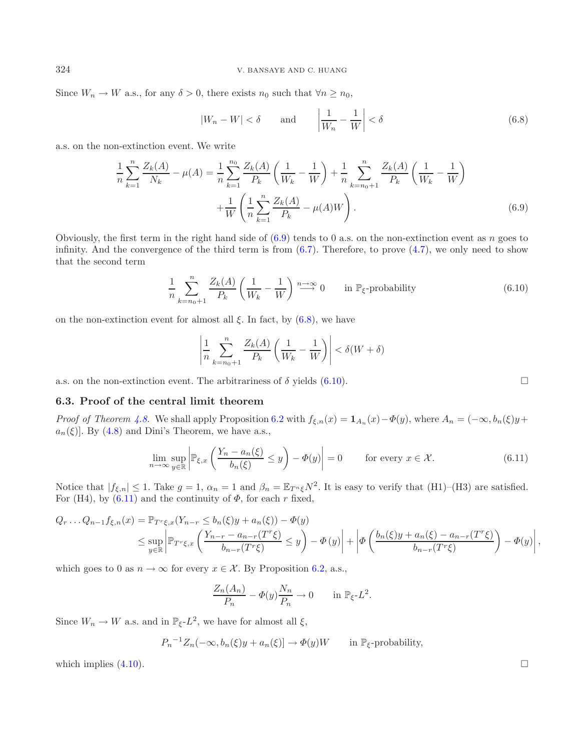Since $W_n \to W$ a.s., for any $\delta > 0$, there exists $n_0$ such that $\forall n \geq n_0$,

$$|W_n - W| < \delta \qquad \text{and} \qquad \left| \frac{1}{W_n} - \frac{1}{W} \right| < \delta \tag{6.8}$$

a.s. on the non-extinction event. We write

$$\begin{aligned}
\frac{1}{n} \sum_{k=1}^{n} \frac{Z_k(A)}{N_k} - \mu(A) &= \frac{1}{n} \sum_{k=1}^{n_0} \frac{Z_k(A)}{P_k} \left( \frac{1}{W_k} - \frac{1}{W} \right) + \frac{1}{n} \sum_{k=n_0+1}^{n} \frac{Z_k(A)}{P_k} \left( \frac{1}{W_k} - \frac{1}{W} \right) \\
&\quad + \frac{1}{W} \left( \frac{1}{n} \sum_{k=1}^{n} \frac{Z_k(A)}{P_k} - \mu(A) W \right).
\end{aligned} \tag{6.9}$$

Obviously, the first term in the right hand side of (6.9) tends to 0 a.s. on the non-extinction event as $n$ goes to infinity. And the convergence of the third term is from (6.7). Therefore, to prove (4.7), we only need to show that the second term

$$\frac{1}{n} \sum_{k=n_0+1}^{n} \frac{Z_k(A)}{P_k} \left( \frac{1}{W_k} - \frac{1}{W} \right) \overset{n\to\infty}{\longrightarrow} 0 \qquad \text{in } \mathbb{P}_\xi\text{-probability} \tag{6.10}$$

on the non-extinction event for almost all $\xi$. In fact, by (6.8), we have

$$\left| \frac{1}{n} \sum_{k=n_0+1}^{n} \frac{Z_k(A)}{P_k} \left( \frac{1}{W_k} - \frac{1}{W} \right) \right| < \delta (W + \delta)$$

a.s. on the non-extinction event. The arbitrariness of $\delta$ yields (6.10). □

### 6.3. Proof of the central limit theorem

*Proof of Theorem 4.8.* We shall apply Proposition 6.2 with $f_{\xi,n}(x) = \mathbf{1}_{A_n}(x) - \Phi(y)$, where $A_n = (-\infty, b_n(\xi)y + a_n(\xi)]$. By (4.8) and Dini's Theorem, we have a.s.,

$$\lim_{n\to\infty} \sup_{y\in\mathbb{R}} \left| \mathbb{P}_{\xi,x} \left( \frac{Y_n - a_n(\xi)}{b_n(\xi)} \leq y \right) - \Phi(y) \right| = 0 \qquad \text{for every } x \in \mathcal{X}. \tag{6.11}$$

Notice that $|f_{\xi,n}| \leq 1$. Take $g = 1$, $\alpha_n = 1$ and $\beta_n = \mathbb{E}_{T^n\xi} N^2$. It is easy to verify that (H1)–(H3) are satisfied. For (H4), by (6.11) and the continuity of $\Phi$, for each $r$ fixed,

$$\begin{aligned}
Q_r \ldots Q_{n-1} f_{\xi,n}(x) &= \mathbb{P}_{T^r\xi,x}(Y_{n-r} \leq b_n(\xi)y + a_n(\xi)) - \Phi(y) \\
&\leq \sup_{y\in\mathbb{R}} \left| \mathbb{P}_{T^r\xi,x} \left( \frac{Y_{n-r} - a_{n-r}(T^r\xi)}{b_{n-r}(T^r\xi)} \leq y \right) - \Phi(y) \right| + \left| \Phi \left( \frac{b_n(\xi)y + a_n(\xi) - a_{n-r}(T^r\xi)}{b_{n-r}(T^r\xi)} \right) - \Phi(y) \right|,
\end{aligned}$$

which goes to 0 as $n \to \infty$ for every $x \in \mathcal{X}$. By Proposition 6.2, a.s.,

$$\frac{Z_n(A_n)}{P_n} - \Phi(y) \frac{N_n}{P_n} \to 0 \qquad \text{in } \mathbb{P}_\xi\text{-}L^2.$$

Since $W_n \to W$ a.s. and in $\mathbb{P}_\xi$-$L^2$, we have for almost all $\xi$,

$${P_n}^{-1} Z_n(-\infty, b_n(\xi)y + a_n(\xi)] \to \Phi(y) W \qquad \text{in } \mathbb{P}_\xi\text{-probability},$$

which implies (4.10). □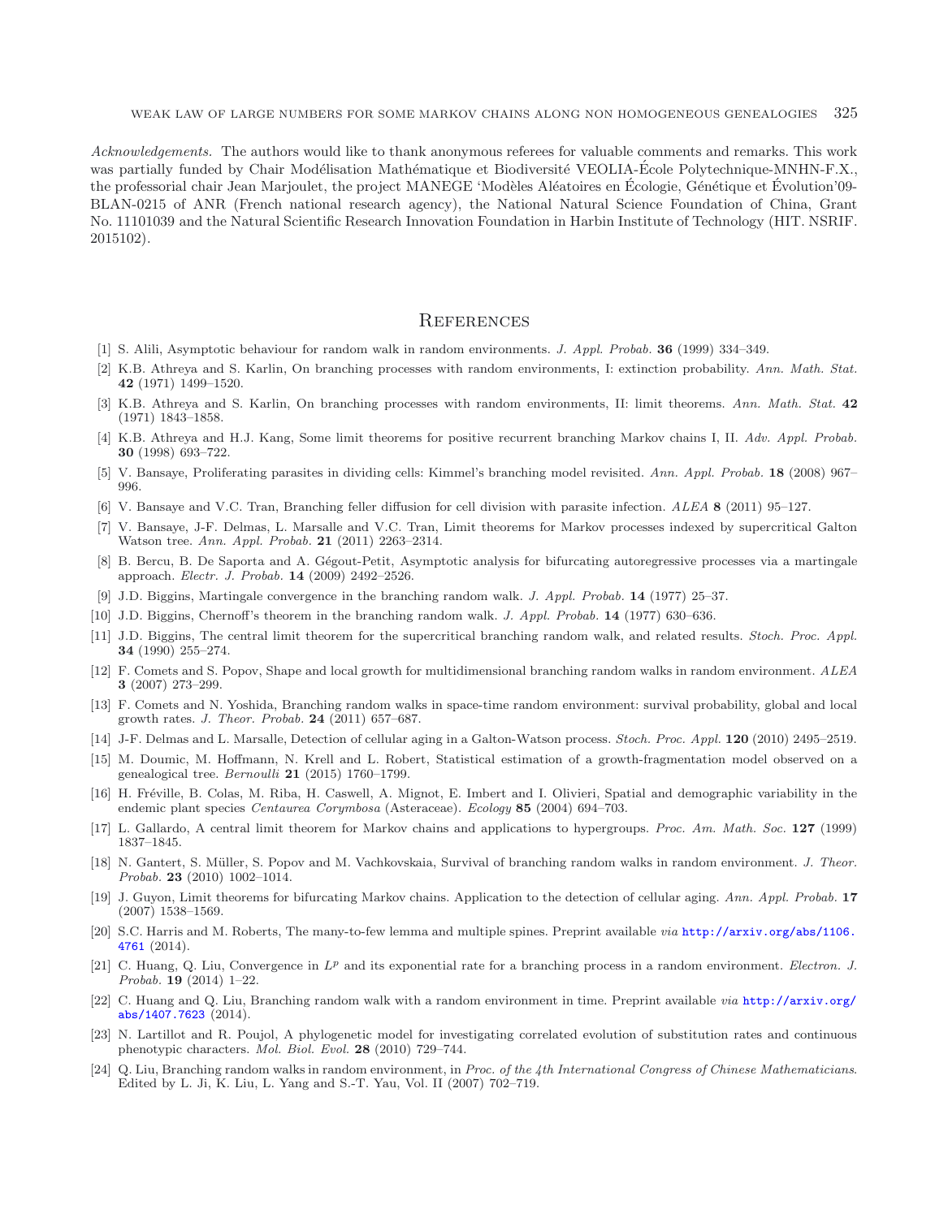*Acknowledgements.* The authors would like to thank anonymous referees for valuable comments and remarks. This work was partially funded by Chair Modélisation Mathématique et Biodiversité VEOLIA-École Polytechnique-MNHN-F.X., the professorial chair Jean Marjoulet, the project MANEGE 'Modèles Aléatoires en Écologie, Génétique et Évolution'09-BLAN-0215 of ANR (French national research agency), the National Natural Science Foundation of China, Grant No. 11101039 and the Natural Scientific Research Innovation Foundation in Harbin Institute of Technology (HIT. NSRIF. 2015102).

## References

[1] S. Alili, Asymptotic behaviour for random walk in random environments. *J. Appl. Probab.* **36** (1999) 334–349.

[2] K.B. Athreya and S. Karlin, On branching processes with random environments, I: extinction probability. *Ann. Math. Stat.* **42** (1971) 1499–1520.

[3] K.B. Athreya and S. Karlin, On branching processes with random environments, II: limit theorems. *Ann. Math. Stat.* **42** (1971) 1843–1858.

[4] K.B. Athreya and H.J. Kang, Some limit theorems for positive recurrent branching Markov chains I, II. *Adv. Appl. Probab.* **30** (1998) 693–722.

[5] V. Bansaye, Proliferating parasites in dividing cells: Kimmel's branching model revisited. *Ann. Appl. Probab.* **18** (2008) 967–996.

[6] V. Bansaye and V.C. Tran, Branching feller diffusion for cell division with parasite infection. *ALEA* **8** (2011) 95–127.

[7] V. Bansaye, J-F. Delmas, L. Marsalle and V.C. Tran, Limit theorems for Markov processes indexed by supercritical Galton Watson tree. *Ann. Appl. Probab.* **21** (2011) 2263–2314.

[8] B. Bercu, B. De Saporta and A. Gégout-Petit, Asymptotic analysis for bifurcating autoregressive processes via a martingale approach. *Electr. J. Probab.* **14** (2009) 2492–2526.

[9] J.D. Biggins, Martingale convergence in the branching random walk. *J. Appl. Probab.* **14** (1977) 25–37.

[10] J.D. Biggins, Chernoff's theorem in the branching random walk. *J. Appl. Probab.* **14** (1977) 630–636.

[11] J.D. Biggins, The central limit theorem for the supercritical branching random walk, and related results. *Stoch. Proc. Appl.* **34** (1990) 255–274.

[12] F. Comets and S. Popov, Shape and local growth for multidimensional branching random walks in random environment. *ALEA* **3** (2007) 273–299.

[13] F. Comets and N. Yoshida, Branching random walks in space-time random environment: survival probability, global and local growth rates. *J. Theor. Probab.* **24** (2011) 657–687.

[14] J-F. Delmas and L. Marsalle, Detection of cellular aging in a Galton-Watson process. *Stoch. Proc. Appl.* **120** (2010) 2495–2519.

[15] M. Doumic, M. Hoffmann, N. Krell and L. Robert, Statistical estimation of a growth-fragmentation model observed on a genealogical tree. *Bernoulli* **21** (2015) 1760–1799.

[16] H. Fréville, B. Colas, M. Riba, H. Caswell, A. Mignot, E. Imbert and I. Olivieri, Spatial and demographic variability in the endemic plant species *Centaurea Corymbosa* (Asteraceae). *Ecology* **85** (2004) 694–703.

[17] L. Gallardo, A central limit theorem for Markov chains and applications to hypergroups. *Proc. Am. Math. Soc.* **127** (1999) 1837–1845.

[18] N. Gantert, S. Müller, S. Popov and M. Vachkovskaia, Survival of branching random walks in random environment. *J. Theor. Probab.* **23** (2010) 1002–1014.

[19] J. Guyon, Limit theorems for bifurcating Markov chains. Application to the detection of cellular aging. *Ann. Appl. Probab.* **17** (2007) 1538–1569.

[20] S.C. Harris and M. Roberts, The many-to-few lemma and multiple spines. Preprint available *via* http://arxiv.org/abs/1106.4761 (2014).

[21] C. Huang, Q. Liu, Convergence in $L^p$ and its exponential rate for a branching process in a random environment. *Electron. J. Probab.* **19** (2014) 1–22.

[22] C. Huang and Q. Liu, Branching random walk with a random environment in time. Preprint available *via* http://arxiv.org/abs/1407.7623 (2014).

[23] N. Lartillot and R. Poujol, A phylogenetic model for investigating correlated evolution of substitution rates and continuous phenotypic characters. *Mol. Biol. Evol.* **28** (2010) 729–744.

[24] Q. Liu, Branching random walks in random environment, in *Proc. of the 4th International Congress of Chinese Mathematicians*. Edited by L. Ji, K. Liu, L. Yang and S.-T. Yau, Vol. II (2007) 702–719.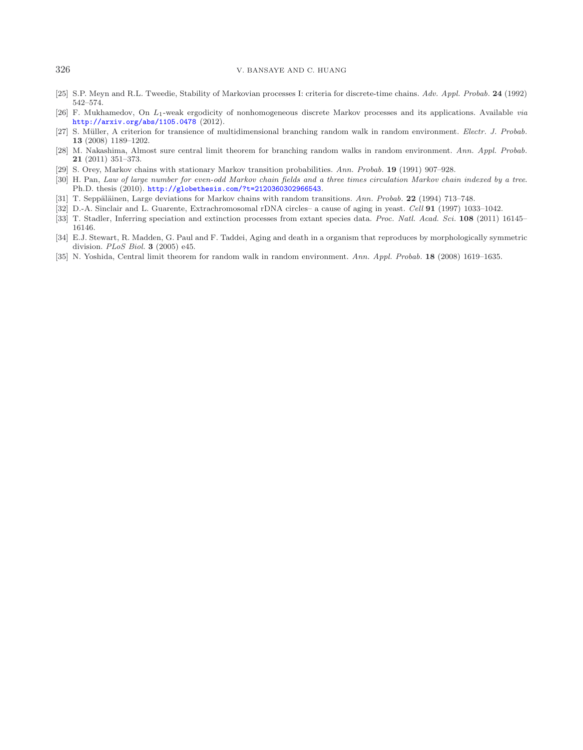[25] S.P. Meyn and R.L. Tweedie, Stability of Markovian processes I: criteria for discrete-time chains. *Adv. Appl. Probab.* **24** (1992) 542–574.

[26] F. Mukhamedov, On $L_1$-weak ergodicity of nonhomogeneous discrete Markov processes and its applications. Available *via* http://arxiv.org/abs/1105.0478 (2012).

[27] S. Müller, A criterion for transience of multidimensional branching random walk in random environment. *Electr. J. Probab.* **13** (2008) 1189–1202.

[28] M. Nakashima, Almost sure central limit theorem for branching random walks in random environment. *Ann. Appl. Probab.* **21** (2011) 351–373.

[29] S. Orey, Markov chains with stationary Markov transition probabilities. *Ann. Probab.* **19** (1991) 907–928.

[30] H. Pan, *Law of large number for even-odd Markov chain fields and a three times circulation Markov chain indexed by a tree.* Ph.D. thesis (2010). http://globethesis.com/?t=2120360302966543.

[31] T. Seppäläinen, Large deviations for Markov chains with random transitions. *Ann. Probab.* **22** (1994) 713–748.

[32] D.-A. Sinclair and L. Guarente, Extrachromosomal rDNA circles– a cause of aging in yeast. *Cell* **91** (1997) 1033–1042.

[33] T. Stadler, Inferring speciation and extinction processes from extant species data. *Proc. Natl. Acad. Sci.* **108** (2011) 16145–16146.

[34] E.J. Stewart, R. Madden, G. Paul and F. Taddei, Aging and death in a organism that reproduces by morphologically symmetric division. *PLoS Biol.* **3** (2005) e45.

[35] N. Yoshida, Central limit theorem for random walk in random environment. *Ann. Appl. Probab.* **18** (2008) 1619–1635.